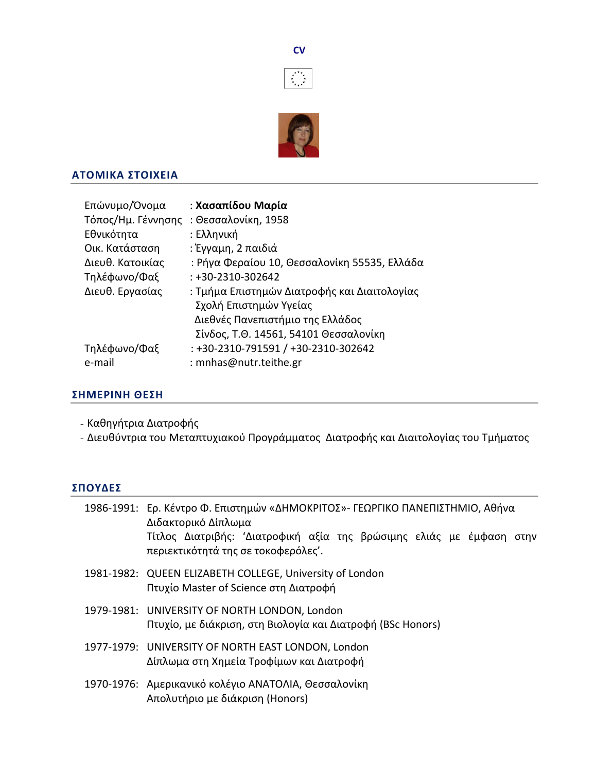**CV**

## ΑΤΟΜΙΚΑ ΣΤΟΙΧΕΙΑ

| | |
|---|---|
| Επώνυμο/Όνομα | : **Χασαπίδου Μαρία** |
| Τόπος/Ημ. Γέννησης | : Θεσσαλονίκη, 1958 |
| Εθνικότητα | : Ελληνική |
| Οικ. Κατάσταση | : Έγγαμη, 2 παιδιά |
| Διευθ. Κατοικίας | : Ρήγα Φεραίου 10, Θεσσαλονίκη 55535, Ελλάδα |
| Τηλέφωνο/Φαξ | : +30-2310-302642 |
| Διευθ. Εργασίας | : Τμήμα Επιστημών Διατροφής και Διαιτολογίας<br>Σχολή Επιστημών Υγείας<br>Διεθνές Πανεπιστήμιο της Ελλάδος<br>Σίνδος, Τ.Θ. 14561, 54101 Θεσσαλονίκη |
| Τηλέφωνο/Φαξ | : +30-2310-791591 / +30-2310-302642 |
| e-mail | : mnhas@nutr.teithe.gr |

## ΣΗΜΕΡΙΝΗ ΘΕΣΗ

- Καθηγήτρια Διατροφής
- Διευθύντρια του Μεταπτυχιακού Προγράμματος Διατροφής και Διαιτολογίας του Τμήματος

## ΣΠΟΥΔΕΣ

**1986-1991:** Ερ. Κέντρο Φ. Επιστημών «ΔΗΜΟΚΡΙΤΟΣ»- ΓΕΩΡΓΙΚΟ ΠΑΝΕΠΙΣΤΗΜΙΟ, Αθήνα
Διδακτορικό Δίπλωμα
Τίτλος Διατριβής: 'Διατροφική αξία της βρώσιμης ελιάς με έμφαση στην περιεκτικότητά της σε τοκοφερόλες'.

**1981-1982:** QUEEN ELIZABETH COLLEGE, University of London
Πτυχίο Master of Science στη Διατροφή

**1979-1981:** UNIVERSITY OF NORTH LONDON, London
Πτυχίο, με διάκριση, στη Βιολογία και Διατροφή (BSc Honors)

**1977-1979:** UNIVERSITY OF NORTH EAST LONDON, London
Δίπλωμα στη Χημεία Τροφίμων και Διατροφή

**1970-1976:** Αμερικανικό κολέγιο ΑΝΑΤΟΛΙΑ, Θεσσαλονίκη
Απολυτήριο με διάκριση (Honors)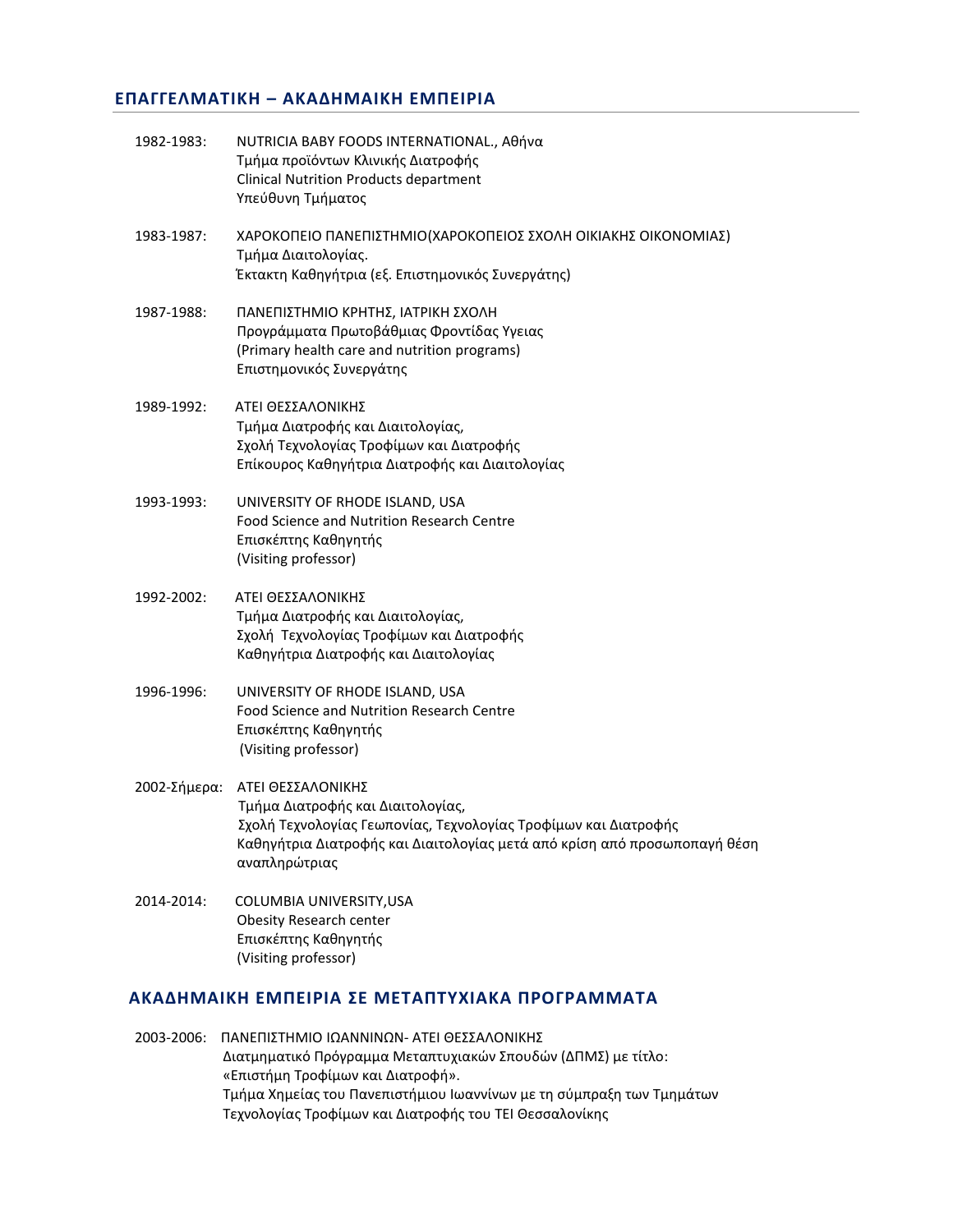## ΕΠΑΓΓΕΛΜΑΤΙΚΗ – ΑΚΑΔΗΜΑΙΚΗ ΕΜΠΕΙΡΙΑ

1982-1983: NUTRICIA BABY FOODS INTERNATIONAL., Αθήνα
Τμήμα προϊόντων Κλινικής Διατροφής
Clinical Nutrition Products department
Υπεύθυνη Τμήματος

1983-1987: ΧΑΡΟΚΟΠΕΙΟ ΠΑΝΕΠΙΣΤΗΜΙΟ(ΧΑΡΟΚΟΠΕΙΟΣ ΣΧΟΛΗ ΟΙΚΙΑΚΗΣ ΟΙΚΟΝΟΜΙΑΣ)
Τμήμα Διαιτολογίας.
Έκτακτη Καθηγήτρια (εξ. Επιστημονικός Συνεργάτης)

1987-1988: ΠΑΝΕΠΙΣΤΗΜΙΟ ΚΡΗΤΗΣ, ΙΑΤΡΙΚΗ ΣΧΟΛΗ
Προγράμματα Πρωτοβάθμιας Φροντίδας Υγειας
(Primary health care and nutrition programs)
Επιστημονικός Συνεργάτης

1989-1992: ΑΤΕΙ ΘΕΣΣΑΛΟΝΙΚΗΣ
Τμήμα Διατροφής και Διαιτολογίας,
Σχολή Τεχνολογίας Τροφίμων και Διατροφής
Επίκουρος Καθηγήτρια Διατροφής και Διαιτολογίας

1993-1993: UNIVERSITY OF RHODE ISLAND, USA
Food Science and Nutrition Research Centre
Επισκέπτης Καθηγητής
(Visiting professor)

1992-2002: ΑΤΕΙ ΘΕΣΣΑΛΟΝΙΚΗΣ
Τμήμα Διατροφής και Διαιτολογίας,
Σχολή Τεχνολογίας Τροφίμων και Διατροφής
Καθηγήτρια Διατροφής και Διαιτολογίας

1996-1996: UNIVERSITY OF RHODE ISLAND, USA
Food Science and Nutrition Research Centre
Επισκέπτης Καθηγητής
(Visiting professor)

2002-Σήμερα: ΑΤΕΙ ΘΕΣΣΑΛΟΝΙΚΗΣ
Τμήμα Διατροφής και Διαιτολογίας,
Σχολή Τεχνολογίας Γεωπονίας, Τεχνολογίας Τροφίμων και Διατροφής
Καθηγήτρια Διατροφής και Διαιτολογίας μετά από κρίση από προσωποπαγή θέση αναπληρώτριας

2014-2014: COLUMBIA UNIVERSITY,USA
Obesity Research center
Επισκέπτης Καθηγητής
(Visiting professor)

## ΑΚΑΔΗΜΑΙΚΗ ΕΜΠΕΙΡΙΑ ΣΕ ΜΕΤΑΠΤΥΧΙΑΚΑ ΠΡΟΓΡΑΜΜΑΤΑ

2003-2006: ΠΑΝΕΠΙΣΤΗΜΙΟ ΙΩΑΝΝΙΝΩΝ- ΑΤΕΙ ΘΕΣΣΑΛΟΝΙΚΗΣ
Διατμηματικό Πρόγραμμα Μεταπτυχιακών Σπουδών (ΔΠΜΣ) με τίτλο: «Επιστήμη Τροφίμων και Διατροφή».
Τμήμα Χημείας του Πανεπιστήμιου Ιωαννίνων με τη σύμπραξη των Τμημάτων Τεχνολογίας Τροφίμων και Διατροφής του ΤΕΙ Θεσσαλονίκης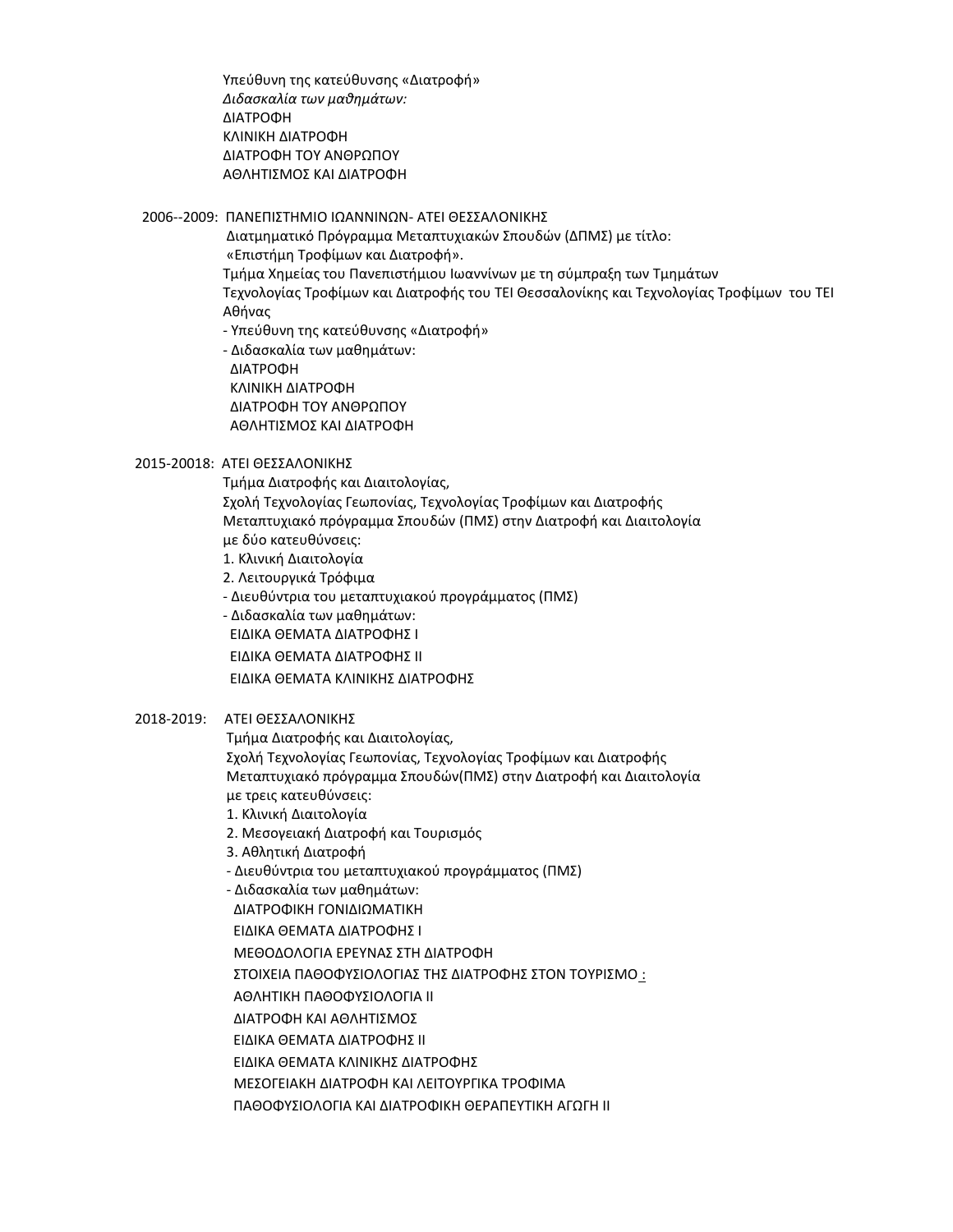Υπεύθυνη της κατεύθυνσης «Διατροφή»
*Διδασκαλία των μαθημάτων:*
ΔΙΑΤΡΟΦΗ
ΚΛΙΝΙΚΗ ΔΙΑΤΡΟΦΗ
ΔΙΑΤΡΟΦΗ ΤΟΥ ΑΝΘΡΩΠΟΥ
ΑΘΛΗΤΙΣΜΟΣ ΚΑΙ ΔΙΑΤΡΟΦΗ

2006--2009: ΠΑΝΕΠΙΣΤΗΜΙΟ ΙΩΑΝΝΙΝΩΝ- ΑΤΕΙ ΘΕΣΣΑΛΟΝΙΚΗΣ
Διατμηματικό Πρόγραμμα Μεταπτυχιακών Σπουδών (ΔΠΜΣ) με τίτλο:
«Επιστήμη Τροφίμων και Διατροφή».
Τμήμα Χημείας του Πανεπιστήμιου Ιωαννίνων με τη σύμπραξη των Τμημάτων Τεχνολογίας Τροφίμων και Διατροφής του ΤΕΙ Θεσσαλονίκης και Τεχνολογίας Τροφίμων του ΤΕΙ Αθήνας
- Υπεύθυνη της κατεύθυνσης «Διατροφή»
- Διδασκαλία των μαθημάτων:
ΔΙΑΤΡΟΦΗ
ΚΛΙΝΙΚΗ ΔΙΑΤΡΟΦΗ
ΔΙΑΤΡΟΦΗ ΤΟΥ ΑΝΘΡΩΠΟΥ
ΑΘΛΗΤΙΣΜΟΣ ΚΑΙ ΔΙΑΤΡΟΦΗ

2015-20018: ΑΤΕΙ ΘΕΣΣΑΛΟΝΙΚΗΣ
Τμήμα Διατροφής και Διαιτολογίας,
Σχολή Τεχνολογίας Γεωπονίας, Τεχνολογίας Τροφίμων και Διατροφής
Μεταπτυχιακό πρόγραμμα Σπουδών (ΠΜΣ) στην Διατροφή και Διαιτολογία
με δύο κατευθύνσεις:
1. Κλινική Διαιτολογία
2. Λειτουργικά Τρόφιμα
- Διευθύντρια του μεταπτυχιακού προγράμματος (ΠΜΣ)
- Διδασκαλία των μαθημάτων:
ΕΙΔΙΚΑ ΘΕΜΑΤΑ ΔΙΑΤΡΟΦΗΣ Ι
ΕΙΔΙΚΑ ΘΕΜΑΤΑ ΔΙΑΤΡΟΦΗΣ ΙΙ
ΕΙΔΙΚΑ ΘΕΜΑΤΑ ΚΛΙΝΙΚΗΣ ΔΙΑΤΡΟΦΗΣ

2018-2019: ΑΤΕΙ ΘΕΣΣΑΛΟΝΙΚΗΣ
Τμήμα Διατροφής και Διαιτολογίας,
Σχολή Τεχνολογίας Γεωπονίας, Τεχνολογίας Τροφίμων και Διατροφής
Μεταπτυχιακό πρόγραμμα Σπουδών(ΠΜΣ) στην Διατροφή και Διαιτολογία
με τρεις κατευθύνσεις:
1. Κλινική Διαιτολογία
2. Μεσογειακή Διατροφή και Τουρισμός
3. Αθλητική Διατροφή
- Διευθύντρια του μεταπτυχιακού προγράμματος (ΠΜΣ)
- Διδασκαλία των μαθημάτων:
ΔΙΑΤΡΟΦΙΚΗ ΓΟΝΙΔΙΩΜΑΤΙΚΗ
ΕΙΔΙΚΑ ΘΕΜΑΤΑ ΔΙΑΤΡΟΦΗΣ Ι
ΜΕΘΟΔΟΛΟΓΙΑ ΕΡΕΥΝΑΣ ΣΤΗ ΔΙΑΤΡΟΦΗ
ΣΤΟΙΧΕΙΑ ΠΑΘΟΦΥΣΙΟΛΟΓΙΑΣ ΤΗΣ ΔΙΑΤΡΟΦΗΣ ΣΤΟΝ ΤΟΥΡΙΣΜΟ :
ΑΘΛΗΤΙΚΗ ΠΑΘΟΦΥΣΙΟΛΟΓΙΑ ΙΙ
ΔΙΑΤΡΟΦΗ ΚΑΙ ΑΘΛΗΤΙΣΜΟΣ
ΕΙΔΙΚΑ ΘΕΜΑΤΑ ΔΙΑΤΡΟΦΗΣ ΙΙ
ΕΙΔΙΚΑ ΘΕΜΑΤΑ ΚΛΙΝΙΚΗΣ ΔΙΑΤΡΟΦΗΣ
ΜΕΣΟΓΕΙΑΚΗ ΔΙΑΤΡΟΦΗ ΚΑΙ ΛΕΙΤΟΥΡΓΙΚΑ ΤΡΟΦΙΜΑ
ΠΑΘΟΦΥΣΙΟΛΟΓΙΑ ΚΑΙ ΔΙΑΤΡΟΦΙΚΗ ΘΕΡΑΠΕΥΤΙΚΗ ΑΓΩΓΗ ΙΙ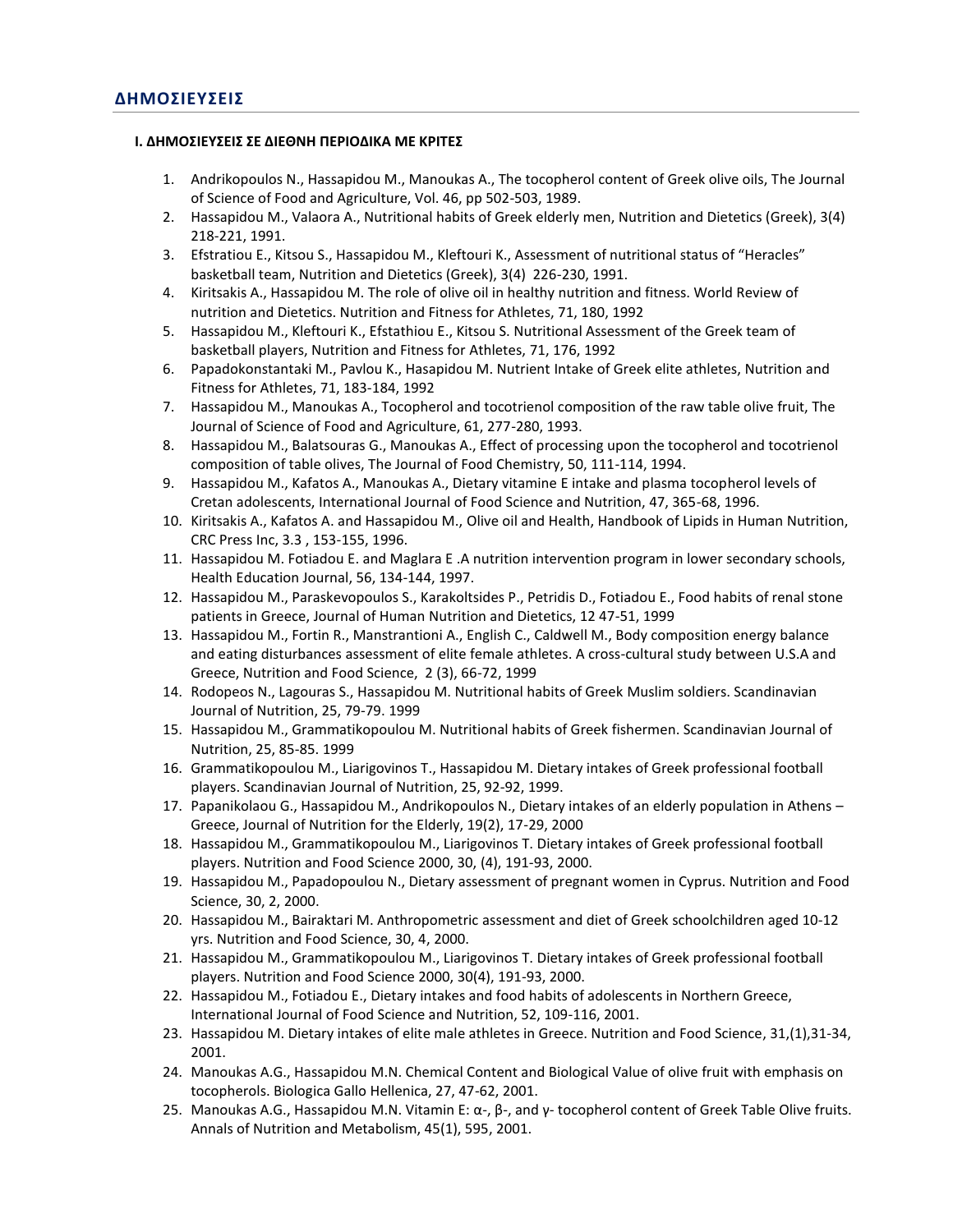## ΔΗΜΟΣΙΕΥΣΕΙΣ

#### I. ΔΗΜΟΣΙΕΥΣΕΙΣ ΣΕ ΔΙΕΘΝΗ ΠΕΡΙΟΔΙΚΑ ΜΕ ΚΡΙΤΕΣ

1. Andrikopoulos N., Hassapidou M., Manoukas A., The tocopherol content of Greek olive oils, The Journal of Science of Food and Agriculture, Vol. 46, pp 502-503, 1989.
2. Hassapidou M., Valaora A., Nutritional habits of Greek elderly men, Nutrition and Dietetics (Greek), 3(4) 218-221, 1991.
3. Efstratiou E., Kitsou S., Hassapidou M., Kleftouri K., Assessment of nutritional status of "Heracles" basketball team, Nutrition and Dietetics (Greek), 3(4) 226-230, 1991.
4. Kiritsakis A., Hassapidou M. The role of olive oil in healthy nutrition and fitness. World Review of nutrition and Dietetics. Nutrition and Fitness for Athletes, 71, 180, 1992
5. Hassapidou M., Kleftouri K., Efstathiou E., Kitsou S. Nutritional Assessment of the Greek team of basketball players, Nutrition and Fitness for Athletes, 71, 176, 1992
6. Papadokonstantaki M., Pavlou K., Hasapidou M. Nutrient Intake of Greek elite athletes, Nutrition and Fitness for Athletes, 71, 183-184, 1992
7. Hassapidou M., Manoukas A., Tocopherol and tocotrienol composition of the raw table olive fruit, The Journal of Science of Food and Agriculture, 61, 277-280, 1993.
8. Hassapidou M., Balatsouras G., Manoukas A., Effect of processing upon the tocopherol and tocotrienol composition of table olives, The Journal of Food Chemistry, 50, 111-114, 1994.
9. Hassapidou M., Kafatos A., Manoukas A., Dietary vitamine E intake and plasma tocopherol levels of Cretan adolescents, International Journal of Food Science and Nutrition, 47, 365-68, 1996.
10. Kiritsakis A., Kafatos A. and Hassapidou M., Olive oil and Health, Handbook of Lipids in Human Nutrition, CRC Press Inc, 3.3 , 153-155, 1996.
11. Hassapidou M. Fotiadou E. and Maglara E .A nutrition intervention program in lower secondary schools, Health Education Journal, 56, 134-144, 1997.
12. Hassapidou M., Paraskevopoulos S., Karakoltsides P., Petridis D., Fotiadou E., Food habits of renal stone patients in Greece, Journal of Human Nutrition and Dietetics, 12 47-51, 1999
13. Hassapidou M., Fortin R., Manstrantioni A., English C., Caldwell M., Body composition energy balance and eating disturbances assessment of elite female athletes. A cross-cultural study between U.S.A and Greece, Nutrition and Food Science, 2 (3), 66-72, 1999
14. Rodopeos N., Lagouras S., Hassapidou M. Nutritional habits of Greek Muslim soldiers. Scandinavian Journal of Nutrition, 25, 79-79. 1999
15. Hassapidou M., Grammatikopoulou M. Nutritional habits of Greek fishermen. Scandinavian Journal of Nutrition, 25, 85-85. 1999
16. Grammatikopoulou M., Liarigovinos T., Hassapidou M. Dietary intakes of Greek professional football players. Scandinavian Journal of Nutrition, 25, 92-92, 1999.
17. Papanikolaou G., Hassapidou M., Andrikopoulos N., Dietary intakes of an elderly population in Athens – Greece, Journal of Nutrition for the Elderly, 19(2), 17-29, 2000
18. Hassapidou M., Grammatikopoulou M., Liarigovinos T. Dietary intakes of Greek professional football players. Nutrition and Food Science 2000, 30, (4), 191-93, 2000.
19. Hassapidou M., Papadopoulou N., Dietary assessment of pregnant women in Cyprus. Nutrition and Food Science, 30, 2, 2000.
20. Hassapidou M., Bairaktari M. Anthropometric assessment and diet of Greek schoolchildren aged 10-12 yrs. Nutrition and Food Science, 30, 4, 2000.
21. Hassapidou M., Grammatikopoulou M., Liarigovinos T. Dietary intakes of Greek professional football players. Nutrition and Food Science 2000, 30(4), 191-93, 2000.
22. Hassapidou M., Fotiadou E., Dietary intakes and food habits of adolescents in Northern Greece, International Journal of Food Science and Nutrition, 52, 109-116, 2001.
23. Hassapidou M. Dietary intakes of elite male athletes in Greece. Nutrition and Food Science, 31,(1),31-34, 2001.
24. Manoukas A.G., Hassapidou M.N. Chemical Content and Biological Value of olive fruit with emphasis on tocopherols. Biologica Gallo Hellenica, 27, 47-62, 2001.
25. Manoukas A.G., Hassapidou M.N. Vitamin E: α-, β-, and γ- tocopherol content of Greek Table Olive fruits. Annals of Nutrition and Metabolism, 45(1), 595, 2001.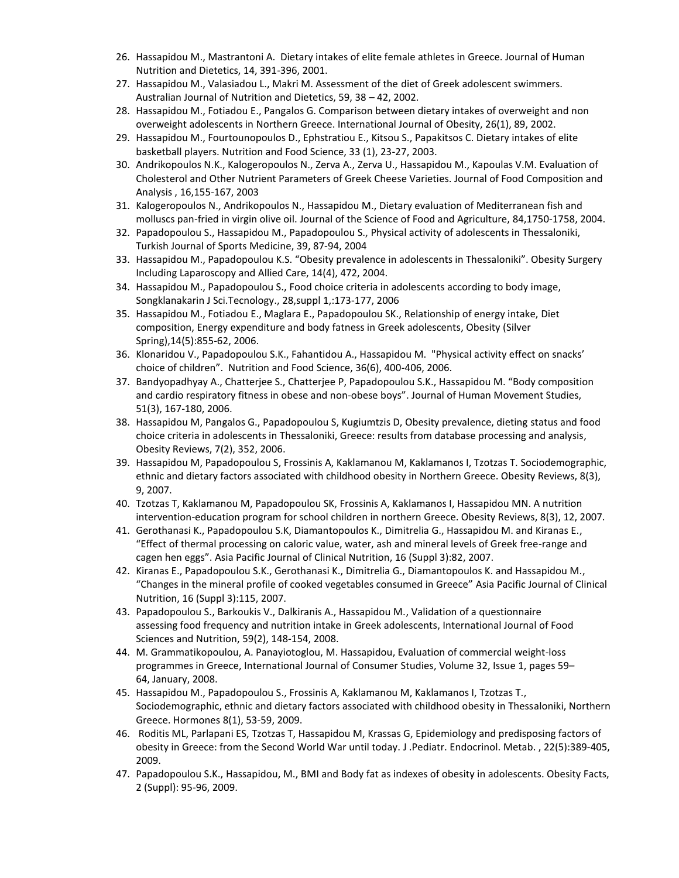26. Hassapidou M., Mastrantoni A. Dietary intakes of elite female athletes in Greece. Journal of Human Nutrition and Dietetics, 14, 391-396, 2001.
27. Hassapidou M., Valasiadou L., Makri M. Assessment of the diet of Greek adolescent swimmers. Australian Journal of Nutrition and Dietetics, 59, 38 – 42, 2002.
28. Hassapidou M., Fotiadou E., Pangalos G. Comparison between dietary intakes of overweight and non overweight adolescents in Northern Greece. International Journal of Obesity, 26(1), 89, 2002.
29. Hassapidou M., Fourtounopoulos D., Ephstratiou E., Kitsou S., Papakitsos C. Dietary intakes of elite basketball players. Nutrition and Food Science, 33 (1), 23-27, 2003.
30. Andrikopoulos N.K., Kalogeropoulos N., Zerva A., Zerva U., Hassapidou M., Kapoulas V.M. Evaluation of Cholesterol and Other Nutrient Parameters of Greek Cheese Varieties. Journal of Food Composition and Analysis , 16,155-167, 2003
31. Kalogeropoulos N., Andrikopoulos N., Hassapidou M., Dietary evaluation of Mediterranean fish and molluscs pan-fried in virgin olive oil. Journal of the Science of Food and Agriculture, 84,1750-1758, 2004.
32. Papadopoulou S., Hassapidou M., Papadopoulou S., Physical activity of adolescents in Thessaloniki, Turkish Journal of Sports Medicine, 39, 87-94, 2004
33. Hassapidou M., Papadopoulou K.S. "Obesity prevalence in adolescents in Thessaloniki". Obesity Surgery Including Laparoscopy and Allied Care, 14(4), 472, 2004.
34. Hassapidou M., Papadopoulou S., Food choice criteria in adolescents according to body image, Songklanakarin J Sci.Tecnology., 28,suppl 1,:173-177, 2006
35. Hassapidou M., Fotiadou E., Maglara E., Papadopoulou SK., Relationship of energy intake, Diet composition, Energy expenditure and body fatness in Greek adolescents, Obesity (Silver Spring),14(5):855-62, 2006.
36. Klonaridou V., Papadopoulou S.K., Fahantidou A., Hassapidou M. "Physical activity effect on snacks' choice of children". Nutrition and Food Science, 36(6), 400-406, 2006.
37. Bandyopadhyay A., Chatterjee S., Chatterjee P, Papadopoulou S.K., Hassapidou M. "Body composition and cardio respiratory fitness in obese and non-obese boys". Journal of Human Movement Studies, 51(3), 167-180, 2006.
38. Hassapidou M, Pangalos G., Papadopoulou S, Kugiumtzis D, Obesity prevalence, dieting status and food choice criteria in adolescents in Thessaloniki, Greece: results from database processing and analysis, Obesity Reviews, 7(2), 352, 2006.
39. Hassapidou M, Papadopoulou S, Frossinis A, Kaklamanou M, Kaklamanos I, Tzotzas T. Sociodemographic, ethnic and dietary factors associated with childhood obesity in Northern Greece. Obesity Reviews, 8(3), 9, 2007.
40. Tzotzas T, Kaklamanou M, Papadopoulou SK, Frossinis A, Kaklamanos I, Hassapidou MN. A nutrition intervention-education program for school children in northern Greece. Obesity Reviews, 8(3), 12, 2007.
41. Gerothanasi K., Papadopoulou S.K, Diamantopoulos K., Dimitrelia G., Hassapidou M. and Kiranas E., "Effect of thermal processing on caloric value, water, ash and mineral levels of Greek free-range and cagen hen eggs". Asia Pacific Journal of Clinical Nutrition, 16 (Suppl 3):82, 2007.
42. Kiranas E., Papadopoulou S.K., Gerothanasi K., Dimitrelia G., Diamantopoulos K. and Hassapidou M., "Changes in the mineral profile of cooked vegetables consumed in Greece" Asia Pacific Journal of Clinical Nutrition, 16 (Suppl 3):115, 2007.
43. Papadopoulou S., Barkoukis V., Dalkiranis A., Hassapidou M., Validation of a questionnaire assessing food frequency and nutrition intake in Greek adolescents, International Journal of Food Sciences and Nutrition, 59(2), 148-154, 2008.
44. M. Grammatikopoulou, A. Panayiotoglou, M. Hassapidou, Evaluation of commercial weight-loss programmes in Greece, International Journal of Consumer Studies, Volume 32, Issue 1, pages 59–64, January, 2008.
45. Hassapidou M., Papadopoulou S., Frossinis A, Kaklamanou M, Kaklamanos I, Tzotzas T., Sociodemographic, ethnic and dietary factors associated with childhood obesity in Thessaloniki, Northern Greece. Hormones 8(1), 53-59, 2009.
46. Roditis ML, Parlapani ES, Tzotzas T, Hassapidou M, Krassas G, Epidemiology and predisposing factors of obesity in Greece: from the Second World War until today. J .Pediatr. Endocrinol. Metab. , 22(5):389-405, 2009.
47. Papadopoulou S.K., Hassapidou, M., BMI and Body fat as indexes of obesity in adolescents. Obesity Facts, 2 (Suppl): 95-96, 2009.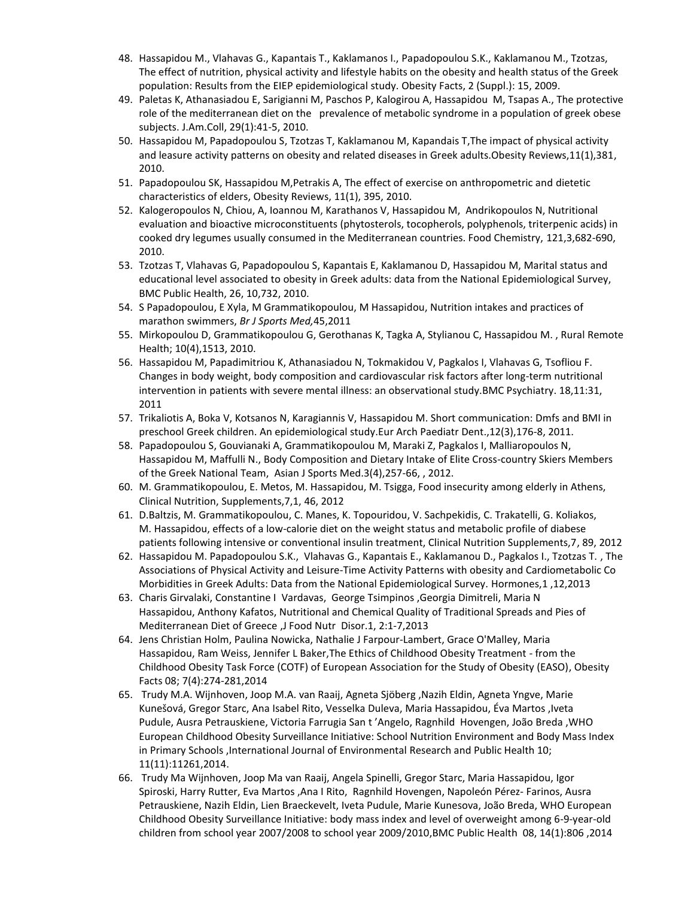48. Hassapidou M., Vlahavas G., Kapantais T., Kaklamanos I., Papadopoulou S.K., Kaklamanou M., Tzotzas, The effect of nutrition, physical activity and lifestyle habits on the obesity and health status of the Greek population: Results from the EIEP epidemiological study. Obesity Facts, 2 (Suppl.): 15, 2009.
49. Paletas K, Athanasiadou E, Sarigianni M, Paschos P, Kalogirou A, Hassapidou M, Tsapas A., The protective role of the mediterranean diet on the prevalence of metabolic syndrome in a population of greek obese subjects. J.Am.Coll, 29(1):41-5, 2010.
50. Hassapidou M, Papadopoulou S, Tzotzas T, Kaklamanou M, Kapandais T,The impact of physical activity and leasure activity patterns on obesity and related diseases in Greek adults.Obesity Reviews,11(1),381, 2010.
51. Papadopoulou SK, Hassapidou M,Petrakis A, The effect of exercise on anthropometric and dietetic characteristics of elders, Obesity Reviews, 11(1), 395, 2010.
52. Kalogeropoulos N, Chiou, A, Ioannou M, Karathanos V, Hassapidou M, Andrikopoulos N, Nutritional evaluation and bioactive microconstituents (phytosterols, tocopherols, polyphenols, triterpenic acids) in cooked dry legumes usually consumed in the Mediterranean countries. Food Chemistry, 121,3,682-690, 2010.
53. Tzotzas T, Vlahavas G, Papadopoulou S, Kapantais E, Kaklamanou D, Hassapidou M, Marital status and educational level associated to obesity in Greek adults: data from the National Epidemiological Survey, BMC Public Health, 26, 10,732, 2010.
54. S Papadopoulou, E Xyla, M Grammatikopoulou, M Hassapidou, Nutrition intakes and practices of marathon swimmers, *Br J Sports Med*,45,2011
55. Mirkopoulou D, Grammatikopoulou G, Gerothanas K, Tagka A, Stylianou C, Hassapidou M. , Rural Remote Health; 10(4),1513, 2010.
56. Hassapidou M, Papadimitriou K, Athanasiadou N, Tokmakidou V, Pagkalos I, Vlahavas G, Tsofliou F. Changes in body weight, body composition and cardiovascular risk factors after long-term nutritional intervention in patients with severe mental illness: an observational study.BMC Psychiatry. 18,11:31, 2011
57. Trikaliotis A, Boka V, Kotsanos N, Karagiannis V, Hassapidou M. Short communication: Dmfs and BMI in preschool Greek children. An epidemiological study.Eur Arch Paediatr Dent.,12(3),176-8, 2011.
58. Papadopoulou S, Gouvianaki A, Grammatikopoulou M, Maraki Z, Pagkalos I, Malliaropoulos N, Hassapidou M, Maffulli N., Body Composition and Dietary Intake of Elite Cross-country Skiers Members of the Greek National Team, Asian J Sports Med.3(4),257-66, , 2012.
60. M. Grammatikopoulou, E. Metos, M. Hassapidou, M. Tsigga, Food insecurity among elderly in Athens, Clinical Nutrition, Supplements,7,1, 46, 2012
61. D.Baltzis, M. Grammatikopoulou, C. Manes, K. Topouridou, V. Sachpekidis, C. Trakatelli, G. Koliakos, M. Hassapidou, effects of a low-calorie diet on the weight status and metabolic profile of diabese patients following intensive or conventional insulin treatment, Clinical Nutrition Supplements,7, 89, 2012
62. Hassapidou M. Papadopoulou S.K., Vlahavas G., Kapantais E., Kaklamanou D., Pagkalos I., Tzotzas T. , The Associations of Physical Activity and Leisure-Time Activity Patterns with obesity and Cardiometabolic Co Morbidities in Greek Adults: Data from the National Epidemiological Survey. Hormones,1 ,12,2013
63. Charis Girvalaki, Constantine I Vardavas, George Tsimpinos ,Georgia Dimitreli, Maria N Hassapidou, Anthony Kafatos, Nutritional and Chemical Quality of Traditional Spreads and Pies of Mediterranean Diet of Greece ,J Food Nutr Disor.1, 2:1-7,2013
64. Jens Christian Holm, Paulina Nowicka, Nathalie J Farpour-Lambert, Grace O'Malley, Maria Hassapidou, Ram Weiss, Jennifer L Baker,The Ethics of Childhood Obesity Treatment - from the Childhood Obesity Task Force (COTF) of European Association for the Study of Obesity (EASO), Obesity Facts 08; 7(4):274-281,2014
65. Trudy M.A. Wijnhoven, Joop M.A. van Raaij, Agneta Sjöberg ,Nazih Eldin, Agneta Yngve, Marie Kunešová, Gregor Starc, Ana Isabel Rito, Vesselka Duleva, Maria Hassapidou, Éva Martos ,Iveta Pudule, Ausra Petrauskiene, Victoria Farrugia San t 'Angelo, Ragnhild Hovengen, João Breda ,WHO European Childhood Obesity Surveillance Initiative: School Nutrition Environment and Body Mass Index in Primary Schools ,International Journal of Environmental Research and Public Health 10; 11(11):11261,2014.
66. Trudy Ma Wijnhoven, Joop Ma van Raaij, Angela Spinelli, Gregor Starc, Maria Hassapidou, Igor Spiroski, Harry Rutter, Eva Martos ,Ana I Rito, Ragnhild Hovengen, Napoleón Pérez- Farinos, Ausra Petrauskiene, Nazih Eldin, Lien Braeckevelt, Iveta Pudule, Marie Kunesova, João Breda, WHO European Childhood Obesity Surveillance Initiative: body mass index and level of overweight among 6-9-year-old children from school year 2007/2008 to school year 2009/2010,BMC Public Health 08, 14(1):806 ,2014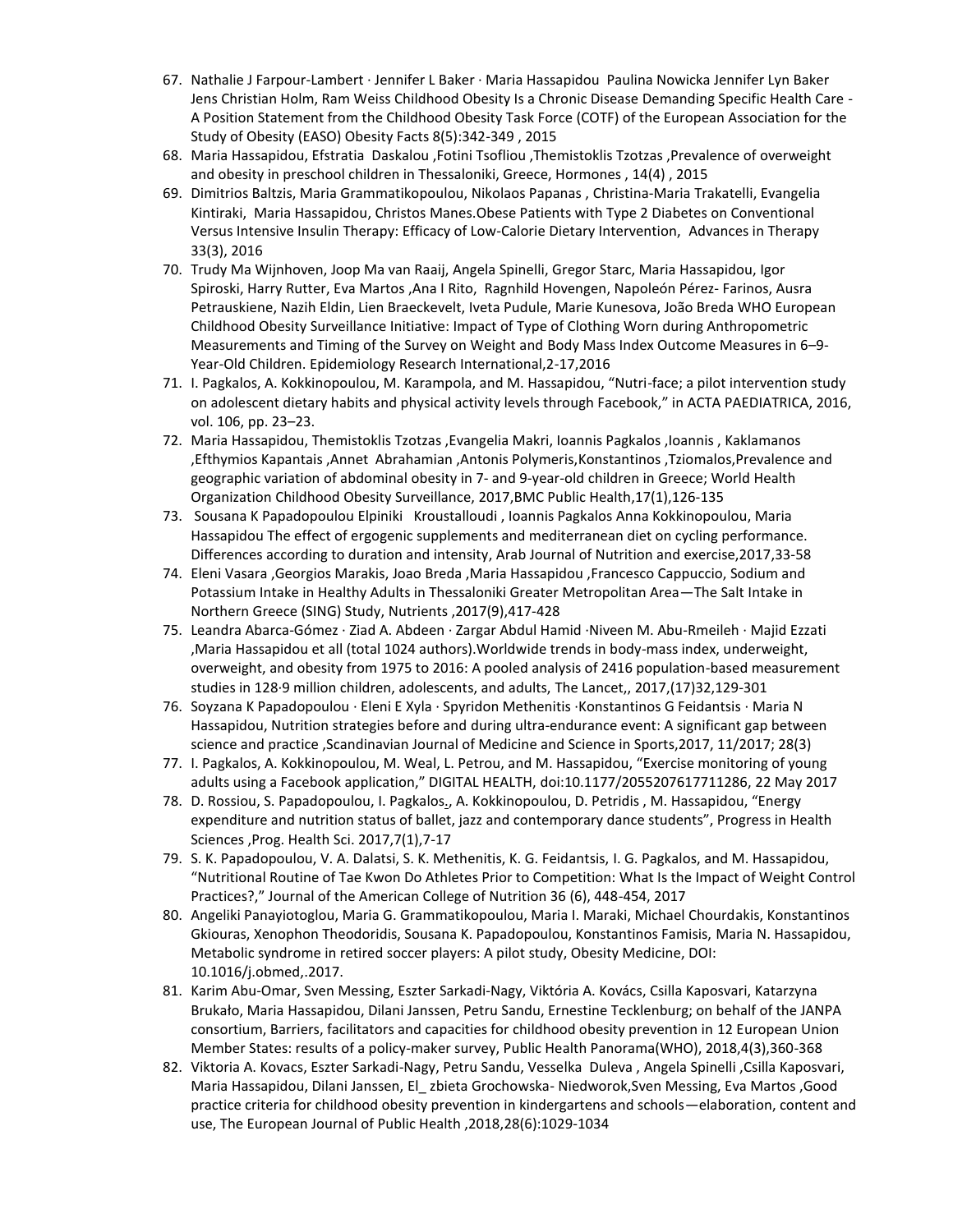67. Nathalie J Farpour-Lambert · Jennifer L Baker · Maria Hassapidou Paulina Nowicka Jennifer Lyn Baker Jens Christian Holm, Ram Weiss Childhood Obesity Is a Chronic Disease Demanding Specific Health Care - A Position Statement from the Childhood Obesity Task Force (COTF) of the European Association for the Study of Obesity (EASO) Obesity Facts 8(5):342-349 , 2015
68. Maria Hassapidou, Efstratia Daskalou ,Fotini Tsofliou ,Themistoklis Tzotzas ,Prevalence of overweight and obesity in preschool children in Thessaloniki, Greece, Hormones , 14(4) , 2015
69. Dimitrios Baltzis, Maria Grammatikopoulou, Nikolaos Papanas , Christina-Maria Trakatelli, Evangelia Kintiraki, Maria Hassapidou, Christos Manes.Obese Patients with Type 2 Diabetes on Conventional Versus Intensive Insulin Therapy: Efficacy of Low-Calorie Dietary Intervention, Advances in Therapy 33(3), 2016
70. Trudy Ma Wijnhoven, Joop Ma van Raaij, Angela Spinelli, Gregor Starc, Maria Hassapidou, Igor Spiroski, Harry Rutter, Eva Martos ,Ana I Rito, Ragnhild Hovengen, Napoleón Pérez- Farinos, Ausra Petrauskiene, Nazih Eldin, Lien Braeckevelt, Iveta Pudule, Marie Kunesova, João Breda WHO European Childhood Obesity Surveillance Initiative: Impact of Type of Clothing Worn during Anthropometric Measurements and Timing of the Survey on Weight and Body Mass Index Outcome Measures in 6–9-Year-Old Children. Epidemiology Research International,2-17,2016
71. I. Pagkalos, A. Kokkinopoulou, M. Karampola, and M. Hassapidou, "Nutri-face; a pilot intervention study on adolescent dietary habits and physical activity levels through Facebook," in ACTA PAEDIATRICA, 2016, vol. 106, pp. 23–23.
72. Maria Hassapidou, Themistoklis Tzotzas ,Evangelia Makri, Ioannis Pagkalos ,Ioannis , Kaklamanos ,Efthymios Kapantais ,Annet Abrahamian ,Antonis Polymeris,Konstantinos ,Tziomalos,Prevalence and geographic variation of abdominal obesity in 7- and 9-year-old children in Greece; World Health Organization Childhood Obesity Surveillance, 2017,BMC Public Health,17(1),126-135
73. Sousana K Papadopoulou Elpiniki Kroustalloudi , Ioannis Pagkalos Anna Kokkinopoulou, Maria Hassapidou The effect of ergogenic supplements and mediterranean diet on cycling performance. Differences according to duration and intensity, Arab Journal of Nutrition and exercise,2017,33-58
74. Eleni Vasara ,Georgios Marakis, Joao Breda ,Maria Hassapidou ,Francesco Cappuccio, Sodium and Potassium Intake in Healthy Adults in Thessaloniki Greater Metropolitan Area—The Salt Intake in Northern Greece (SING) Study, Nutrients ,2017(9),417-428
75. Leandra Abarca-Gómez · Ziad A. Abdeen · Zargar Abdul Hamid ·Niveen M. Abu-Rmeileh · Majid Ezzati ,Maria Hassapidou et all (total 1024 authors).Worldwide trends in body-mass index, underweight, overweight, and obesity from 1975 to 2016: A pooled analysis of 2416 population-based measurement studies in 128·9 million children, adolescents, and adults, The Lancet,, 2017,(17)32,129-301
76. Soyzana K Papadopoulou · Eleni E Xyla · Spyridon Methenitis ·Konstantinos G Feidantsis · Maria N Hassapidou, Nutrition strategies before and during ultra-endurance event: A significant gap between science and practice ,Scandinavian Journal of Medicine and Science in Sports,2017, 11/2017; 28(3)
77. I. Pagkalos, A. Kokkinopoulou, M. Weal, L. Petrou, and M. Hassapidou, "Exercise monitoring of young adults using a Facebook application," DIGITAL HEALTH, doi:10.1177/2055207617711286, 22 May 2017
78. D. Rossiou, S. Papadopoulou, I. Pagkalos., A. Kokkinopoulou, D. Petridis , M. Hassapidou, "Energy expenditure and nutrition status of ballet, jazz and contemporary dance students", Progress in Health Sciences ,Prog. Health Sci. 2017,7(1),7-17
79. S. K. Papadopoulou, V. A. Dalatsi, S. K. Methenitis, K. G. Feidantsis, I. G. Pagkalos, and M. Hassapidou, "Nutritional Routine of Tae Kwon Do Athletes Prior to Competition: What Is the Impact of Weight Control Practices?," Journal of the American College of Nutrition 36 (6), 448-454, 2017
80. Angeliki Panayiotoglou, Maria G. Grammatikopoulou, Maria I. Maraki, Michael Chourdakis, Konstantinos Gkiouras, Xenophon Theodoridis, Sousana K. Papadopoulou, Konstantinos Famisis, Maria N. Hassapidou, Metabolic syndrome in retired soccer players: A pilot study, Obesity Medicine, DOI: 10.1016/j.obmed,.2017.
81. Karim Abu-Omar, Sven Messing, Eszter Sarkadi-Nagy, Viktória A. Kovács, Csilla Kaposvari, Katarzyna Brukało, Maria Hassapidou, Dilani Janssen, Petru Sandu, Ernestine Tecklenburg; on behalf of the JANPA consortium, Barriers, facilitators and capacities for childhood obesity prevention in 12 European Union Member States: results of a policy-maker survey, Public Health Panorama(WHO), 2018,4(3),360-368
82. Viktoria A. Kovacs, Eszter Sarkadi-Nagy, Petru Sandu, Vesselka Duleva , Angela Spinelli ,Csilla Kaposvari, Maria Hassapidou, Dilani Janssen, El_ zbieta Grochowska- Niedworok,Sven Messing, Eva Martos ,Good practice criteria for childhood obesity prevention in kindergartens and schools—elaboration, content and use, The European Journal of Public Health ,2018,28(6):1029-1034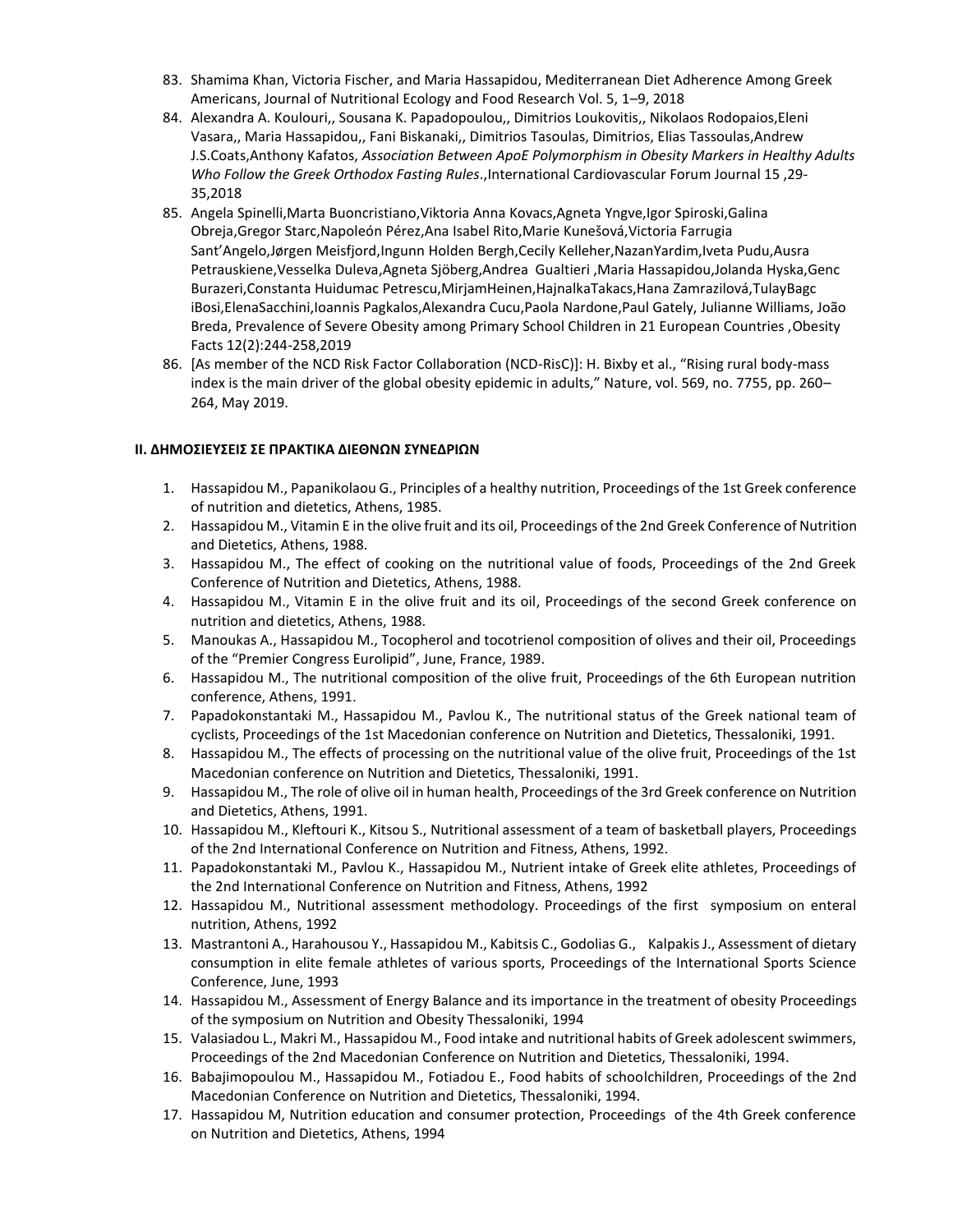83. Shamima Khan, Victoria Fischer, and Maria Hassapidou, Mediterranean Diet Adherence Among Greek Americans, Journal of Nutritional Ecology and Food Research Vol. 5, 1–9, 2018
84. Alexandra A. Koulouri,, Sousana K. Papadopoulou,, Dimitrios Loukovitis,, Nikolaos Rodopaios,Eleni Vasara,, Maria Hassapidou,, Fani Biskanaki,, Dimitrios Tasoulas, Dimitrios, Elias Tassoulas,Andrew J.S.Coats,Anthony Kafatos, *Association Between ApoE Polymorphism in Obesity Markers in Healthy Adults Who Follow the Greek Orthodox Fasting Rules*.,International Cardiovascular Forum Journal 15 ,29-35,2018
85. Angela Spinelli,Marta Buoncristiano,Viktoria Anna Kovacs,Agneta Yngve,Igor Spiroski,Galina Obreja,Gregor Starc,Napoleón Pérez,Ana Isabel Rito,Marie Kunešová,Victoria Farrugia Sant'Angelo,Jørgen Meisfjord,Ingunn Holden Bergh,Cecily Kelleher,NazanYardim,Iveta Pudu,Ausra Petrauskiene,Vesselka Duleva,Agneta Sjöberg,Andrea Gualtieri ,Maria Hassapidou,Jolanda Hyska,Genc Burazeri,Constanta Huidumac Petrescu,MirjamHeinen,HajnalkaTakacs,Hana Zamrazilová,TulayBagc iBosi,ElenaSacchini,Ioannis Pagkalos,Alexandra Cucu,Paola Nardone,Paul Gately, Julianne Williams, João Breda, Prevalence of Severe Obesity among Primary School Children in 21 European Countries ,Obesity Facts 12(2):244-258,2019
86. [As member of the NCD Risk Factor Collaboration (NCD-RisC)]: H. Bixby et al., "Rising rural body-mass index is the main driver of the global obesity epidemic in adults," Nature, vol. 569, no. 7755, pp. 260–264, May 2019.

**II. ΔΗΜΟΣΙΕΥΣΕΙΣ ΣΕ ΠΡΑΚΤΙΚΑ ΔΙΕΘΝΩΝ ΣΥΝΕΔΡΙΩΝ**

1. Hassapidou M., Papanikolaou G., Principles of a healthy nutrition, Proceedings of the 1st Greek conference of nutrition and dietetics, Athens, 1985.
2. Hassapidou M., Vitamin E in the olive fruit and its oil, Proceedings of the 2nd Greek Conference of Nutrition and Dietetics, Athens, 1988.
3. Hassapidou M., The effect of cooking on the nutritional value of foods, Proceedings of the 2nd Greek Conference of Nutrition and Dietetics, Athens, 1988.
4. Hassapidou M., Vitamin E in the olive fruit and its oil, Proceedings of the second Greek conference on nutrition and dietetics, Athens, 1988.
5. Manoukas A., Hassapidou M., Tocopherol and tocotrienol composition of olives and their oil, Proceedings of the "Premier Congress Eurolipid", June, France, 1989.
6. Hassapidou M., The nutritional composition of the olive fruit, Proceedings of the 6th European nutrition conference, Athens, 1991.
7. Papadokonstantaki M., Hassapidou M., Pavlou K., The nutritional status of the Greek national team of cyclists, Proceedings of the 1st Macedonian conference on Nutrition and Dietetics, Thessaloniki, 1991.
8. Hassapidou M., The effects of processing on the nutritional value of the olive fruit, Proceedings of the 1st Macedonian conference on Nutrition and Dietetics, Thessaloniki, 1991.
9. Hassapidou M., The role of olive oil in human health, Proceedings of the 3rd Greek conference on Nutrition and Dietetics, Athens, 1991.
10. Hassapidou M., Kleftouri K., Kitsou S., Nutritional assessment of a team of basketball players, Proceedings of the 2nd International Conference on Nutrition and Fitness, Athens, 1992.
11. Papadokonstantaki M., Pavlou K., Hassapidou M., Nutrient intake of Greek elite athletes, Proceedings of the 2nd International Conference on Nutrition and Fitness, Athens, 1992
12. Hassapidou M., Nutritional assessment methodology. Proceedings of the first symposium on enteral nutrition, Athens, 1992
13. Mastrantoni A., Harahousou Y., Hassapidou M., Kabitsis C., Godolias G., Kalpakis J., Assessment of dietary consumption in elite female athletes of various sports, Proceedings of the International Sports Science Conference, June, 1993
14. Hassapidou M., Assessment of Energy Balance and its importance in the treatment of obesity Proceedings of the symposium on Nutrition and Obesity Thessaloniki, 1994
15. Valasiadou L., Makri M., Hassapidou M., Food intake and nutritional habits of Greek adolescent swimmers, Proceedings of the 2nd Macedonian Conference on Nutrition and Dietetics, Thessaloniki, 1994.
16. Babajimopoulou M., Hassapidou M., Fotiadou E., Food habits of schoolchildren, Proceedings of the 2nd Macedonian Conference on Nutrition and Dietetics, Thessaloniki, 1994.
17. Hassapidou M, Nutrition education and consumer protection, Proceedings of the 4th Greek conference on Nutrition and Dietetics, Athens, 1994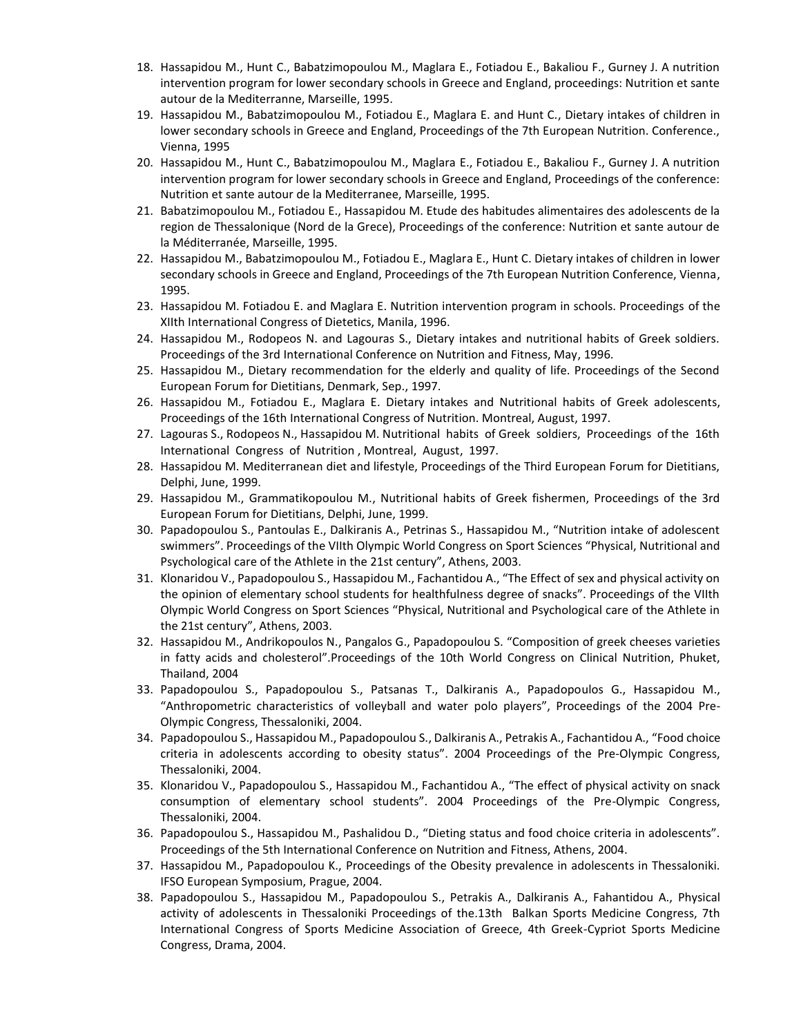18. Hassapidou M., Hunt C., Babatzimopoulou M., Maglara E., Fotiadou E., Bakaliou F., Gurney J. A nutrition intervention program for lower secondary schools in Greece and England, proceedings: Nutrition et sante autour de la Mediterranne, Marseille, 1995.
19. Hassapidou M., Babatzimopoulou M., Fotiadou E., Maglara E. and Hunt C., Dietary intakes of children in lower secondary schools in Greece and England, Proceedings of the 7th European Nutrition. Conference., Vienna, 1995
20. Hassapidou M., Hunt C., Babatzimopoulou M., Maglara E., Fotiadou E., Bakaliou F., Gurney J. A nutrition intervention program for lower secondary schools in Greece and England, Proceedings of the conference: Nutrition et sante autour de la Mediterranee, Marseille, 1995.
21. Babatzimopoulou M., Fotiadou E., Hassapidou M. Etude des habitudes alimentaires des adolescents de la region de Thessalonique (Nord de la Grece), Proceedings of the conference: Nutrition et sante autour de la Méditerranée, Marseille, 1995.
22. Hassapidou M., Babatzimopoulou M., Fotiadou E., Maglara E., Hunt C. Dietary intakes of children in lower secondary schools in Greece and England, Proceedings of the 7th European Nutrition Conference, Vienna, 1995.
23. Hassapidou M. Fotiadou E. and Maglara E. Nutrition intervention program in schools. Proceedings of the XIIth International Congress of Dietetics, Manila, 1996.
24. Hassapidou M., Rodopeos N. and Lagouras S., Dietary intakes and nutritional habits of Greek soldiers. Proceedings of the 3rd International Conference on Nutrition and Fitness, May, 1996.
25. Hassapidou M., Dietary recommendation for the elderly and quality of life. Proceedings of the Second European Forum for Dietitians, Denmark, Sep., 1997.
26. Hassapidou M., Fotiadou E., Maglara E. Dietary intakes and Nutritional habits of Greek adolescents, Proceedings of the 16th International Congress of Nutrition. Montreal, August, 1997.
27. Lagouras S., Rodopeos N., Hassapidou M. Nutritional habits of Greek soldiers, Proceedings of the 16th International Congress of Nutrition , Montreal, August, 1997.
28. Hassapidou M. Mediterranean diet and lifestyle, Proceedings of the Third European Forum for Dietitians, Delphi, June, 1999.
29. Hassapidou M., Grammatikopoulou M., Nutritional habits of Greek fishermen, Proceedings of the 3rd European Forum for Dietitians, Delphi, June, 1999.
30. Papadopoulou S., Pantoulas E., Dalkiranis A., Petrinas S., Hassapidou M., "Nutrition intake of adolescent swimmers". Proceedings of the VIIth Olympic World Congress on Sport Sciences "Physical, Nutritional and Psychological care of the Athlete in the 21st century", Athens, 2003.
31. Klonaridou V., Papadopoulou S., Hassapidou M., Fachantidou A., "The Effect of sex and physical activity on the opinion of elementary school students for healthfulness degree of snacks". Proceedings of the VIIth Olympic World Congress on Sport Sciences "Physical, Nutritional and Psychological care of the Athlete in the 21st century", Athens, 2003.
32. Hassapidou M., Andrikopoulos N., Pangalos G., Papadopoulou S. "Composition of greek cheeses varieties in fatty acids and cholesterol".Proceedings of the 10th World Congress on Clinical Nutrition, Phuket, Thailand, 2004
33. Papadopoulou S., Papadopoulou S., Patsanas T., Dalkiranis A., Papadopoulos G., Hassapidou M., "Anthropometric characteristics of volleyball and water polo players", Proceedings of the 2004 Pre-Olympic Congress, Thessaloniki, 2004.
34. Papadopoulou S., Hassapidou M., Papadopoulou S., Dalkiranis A., Petrakis A., Fachantidou A., "Food choice criteria in adolescents according to obesity status". 2004 Proceedings of the Pre-Olympic Congress, Thessaloniki, 2004.
35. Klonaridou V., Papadopoulou S., Hassapidou M., Fachantidou A., "The effect of physical activity on snack consumption of elementary school students". 2004 Proceedings of the Pre-Olympic Congress, Thessaloniki, 2004.
36. Papadopoulou S., Hassapidou M., Pashalidou D., "Dieting status and food choice criteria in adolescents". Proceedings of the 5th International Conference on Nutrition and Fitness, Athens, 2004.
37. Hassapidou M., Papadopoulou K., Proceedings of the Obesity prevalence in adolescents in Thessaloniki. IFSO European Symposium, Prague, 2004.
38. Papadopoulou S., Hassapidou M., Papadopoulou S., Petrakis A., Dalkiranis A., Fahantidou A., Physical activity of adolescents in Thessaloniki Proceedings of the.13th Balkan Sports Medicine Congress, 7th International Congress of Sports Medicine Association of Greece, 4th Greek-Cypriot Sports Medicine Congress, Drama, 2004.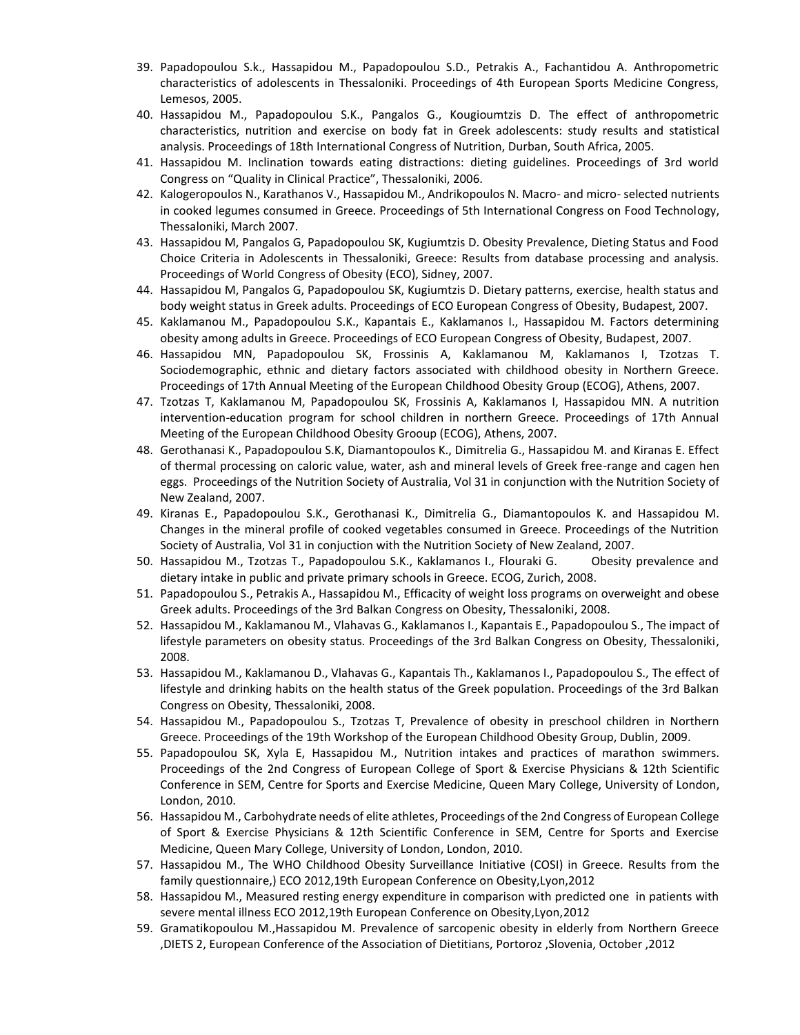39. Papadopoulou S.k., Hassapidou M., Papadopoulou S.D., Petrakis A., Fachantidou A. Anthropometric characteristics of adolescents in Thessaloniki. Proceedings of 4th European Sports Medicine Congress, Lemesos, 2005.
40. Hassapidou M., Papadopoulou S.K., Pangalos G., Kougioumtzis D. The effect of anthropometric characteristics, nutrition and exercise on body fat in Greek adolescents: study results and statistical analysis. Proceedings of 18th International Congress of Nutrition, Durban, South Africa, 2005.
41. Hassapidou M. Inclination towards eating distractions: dieting guidelines. Proceedings of 3rd world Congress on "Quality in Clinical Practice", Thessaloniki, 2006.
42. Kalogeropoulos N., Karathanos V., Hassapidou M., Andrikopoulos N. Macro- and micro- selected nutrients in cooked legumes consumed in Greece. Proceedings of 5th International Congress on Food Technology, Thessaloniki, March 2007.
43. Hassapidou M, Pangalos G, Papadopoulou SK, Kugiumtzis D. Obesity Prevalence, Dieting Status and Food Choice Criteria in Adolescents in Thessaloniki, Greece: Results from database processing and analysis. Proceedings of World Congress of Obesity (ECO), Sidney, 2007.
44. Hassapidou M, Pangalos G, Papadopoulou SK, Kugiumtzis D. Dietary patterns, exercise, health status and body weight status in Greek adults. Proceedings of ECO European Congress of Obesity, Budapest, 2007.
45. Kaklamanou M., Papadopoulou S.K., Kapantais E., Kaklamanos I., Hassapidou M. Factors determining obesity among adults in Greece. Proceedings of ECO European Congress of Obesity, Budapest, 2007.
46. Hassapidou MN, Papadopoulou SK, Frossinis A, Kaklamanou M, Kaklamanos I, Tzotzas T. Sociodemographic, ethnic and dietary factors associated with childhood obesity in Northern Greece. Proceedings of 17th Annual Meeting of the European Childhood Obesity Group (ECOG), Athens, 2007.
47. Tzotzas T, Kaklamanou M, Papadopoulou SK, Frossinis A, Kaklamanos I, Hassapidou MN. A nutrition intervention-education program for school children in northern Greece. Proceedings of 17th Annual Meeting of the European Childhood Obesity Grooup (ECOG), Athens, 2007.
48. Gerothanasi K., Papadopoulou S.K, Diamantopoulos K., Dimitrelia G., Hassapidou M. and Kiranas E. Effect of thermal processing on caloric value, water, ash and mineral levels of Greek free-range and cagen hen eggs. Proceedings of the Nutrition Society of Australia, Vol 31 in conjunction with the Nutrition Society of New Zealand, 2007.
49. Kiranas E., Papadopoulou S.K., Gerothanasi K., Dimitrelia G., Diamantopoulos K. and Hassapidou M. Changes in the mineral profile of cooked vegetables consumed in Greece. Proceedings of the Nutrition Society of Australia, Vol 31 in conjuction with the Nutrition Society of New Zealand, 2007.
50. Hassapidou M., Tzotzas T., Papadopoulou S.K., Kaklamanos I., Flouraki G. Obesity prevalence and dietary intake in public and private primary schools in Greece. ECOG, Zurich, 2008.
51. Papadopoulou S., Petrakis A., Hassapidou M., Efficacity of weight loss programs on overweight and obese Greek adults. Proceedings of the 3rd Balkan Congress on Obesity, Thessaloniki, 2008.
52. Hassapidou M., Kaklamanou M., Vlahavas G., Kaklamanos I., Kapantais E., Papadopoulou S., The impact of lifestyle parameters on obesity status. Proceedings of the 3rd Balkan Congress on Obesity, Thessaloniki, 2008.
53. Hassapidou M., Kaklamanou D., Vlahavas G., Kapantais Th., Kaklamanos I., Papadopoulou S., The effect of lifestyle and drinking habits on the health status of the Greek population. Proceedings of the 3rd Balkan Congress on Obesity, Thessaloniki, 2008.
54. Hassapidou M., Papadopoulou S., Tzotzas T, Prevalence of obesity in preschool children in Northern Greece. Proceedings of the 19th Workshop of the European Childhood Obesity Group, Dublin, 2009.
55. Papadopoulou SK, Xyla E, Hassapidou M., Nutrition intakes and practices of marathon swimmers. Proceedings of the 2nd Congress of European College of Sport & Exercise Physicians & 12th Scientific Conference in SEM, Centre for Sports and Exercise Medicine, Queen Mary College, University of London, London, 2010.
56. Hassapidou M., Carbohydrate needs of elite athletes, Proceedings of the 2nd Congress of European College of Sport & Exercise Physicians & 12th Scientific Conference in SEM, Centre for Sports and Exercise Medicine, Queen Mary College, University of London, London, 2010.
57. Hassapidou M., The WHO Childhood Obesity Surveillance Initiative (COSI) in Greece. Results from the family questionnaire,) ECO 2012,19th European Conference on Obesity,Lyon,2012
58. Hassapidou M., Measured resting energy expenditure in comparison with predicted one in patients with severe mental illness ECO 2012,19th European Conference on Obesity,Lyon,2012
59. Gramatikopoulou M.,Hassapidou M. Prevalence of sarcopenic obesity in elderly from Northern Greece ,DIETS 2, European Conference of the Association of Dietitians, Portoroz ,Slovenia, October ,2012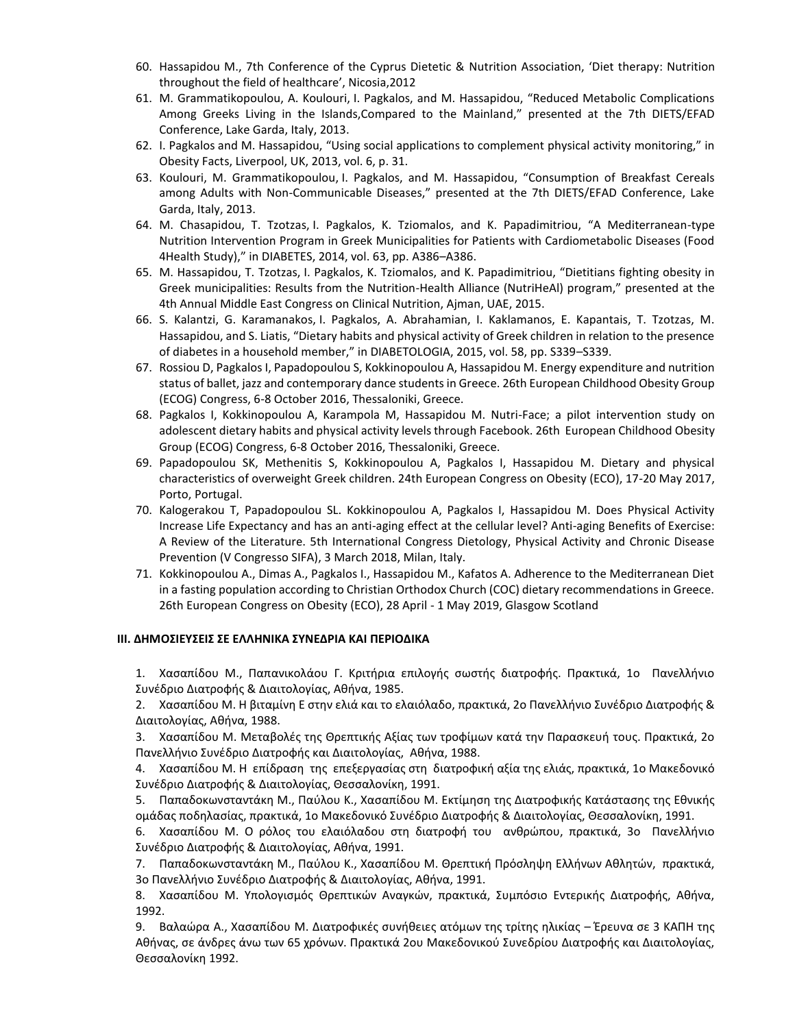60. Hassapidou M., 7th Conference of the Cyprus Dietetic & Nutrition Association, 'Diet therapy: Nutrition throughout the field of healthcare', Nicosia,2012
61. M. Grammatikopoulou, A. Koulouri, I. Pagkalos, and M. Hassapidou, "Reduced Metabolic Complications Among Greeks Living in the Islands,Compared to the Mainland," presented at the 7th DIETS/EFAD Conference, Lake Garda, Italy, 2013.
62. I. Pagkalos and M. Hassapidou, "Using social applications to complement physical activity monitoring," in Obesity Facts, Liverpool, UK, 2013, vol. 6, p. 31.
63. Koulouri, M. Grammatikopoulou, I. Pagkalos, and M. Hassapidou, "Consumption of Breakfast Cereals among Adults with Non-Communicable Diseases," presented at the 7th DIETS/EFAD Conference, Lake Garda, Italy, 2013.
64. M. Chasapidou, T. Tzotzas, I. Pagkalos, K. Tziomalos, and K. Papadimitriou, "A Mediterranean-type Nutrition Intervention Program in Greek Municipalities for Patients with Cardiometabolic Diseases (Food 4Health Study)," in DIABETES, 2014, vol. 63, pp. A386–A386.
65. M. Hassapidou, T. Tzotzas, I. Pagkalos, K. Tziomalos, and K. Papadimitriou, "Dietitians fighting obesity in Greek municipalities: Results from the Nutrition-Health Alliance (NutriHeAl) program," presented at the 4th Annual Middle East Congress on Clinical Nutrition, Ajman, UAE, 2015.
66. S. Kalantzi, G. Karamanakos, I. Pagkalos, A. Abrahamian, I. Kaklamanos, E. Kapantais, T. Tzotzas, M. Hassapidou, and S. Liatis, "Dietary habits and physical activity of Greek children in relation to the presence of diabetes in a household member," in DIABETOLOGIA, 2015, vol. 58, pp. S339–S339.
67. Rossiou D, Pagkalos I, Papadopoulou S, Kokkinopoulou A, Hassapidou M. Energy expenditure and nutrition status of ballet, jazz and contemporary dance students in Greece. 26th European Childhood Obesity Group (ECOG) Congress, 6-8 October 2016, Thessaloniki, Greece.
68. Pagkalos I, Kokkinopoulou A, Karampola M, Hassapidou M. Nutri-Face; a pilot intervention study on adolescent dietary habits and physical activity levels through Facebook. 26th European Childhood Obesity Group (ECOG) Congress, 6-8 October 2016, Thessaloniki, Greece.
69. Papadopoulou SK, Methenitis S, Kokkinopoulou A, Pagkalos I, Hassapidou M. Dietary and physical characteristics of overweight Greek children. 24th European Congress on Obesity (ECO), 17-20 May 2017, Porto, Portugal.
70. Kalogerakou T, Papadopoulou SL. Kokkinopoulou A, Pagkalos I, Hassapidou M. Does Physical Activity Increase Life Expectancy and has an anti-aging effect at the cellular level? Anti-aging Benefits of Exercise: A Review of the Literature. 5th International Congress Dietology, Physical Activity and Chronic Disease Prevention (V Congresso SIFA), 3 March 2018, Milan, Italy.
71. Kokkinopoulou A., Dimas A., Pagkalos I., Hassapidou M., Kafatos A. Adherence to the Mediterranean Diet in a fasting population according to Christian Orthodox Church (COC) dietary recommendations in Greece. 26th European Congress on Obesity (ECO), 28 April - 1 May 2019, Glasgow Scotland

### III. ΔΗΜΟΣΙΕΥΣΕΙΣ ΣΕ ΕΛΛΗΝΙΚΑ ΣΥΝΕΔΡΙΑ ΚΑΙ ΠΕΡΙΟΔΙΚΑ

1. Χασαπίδου Μ., Παπανικολάου Γ. Κριτήρια επιλογής σωστής διατροφής. Πρακτικά, 1ο Πανελλήνιο Συνέδριο Διατροφής & Διαιτολογίας, Αθήνα, 1985.
2. Χασαπίδου Μ. Η βιταμίνη Ε στην ελιά και το ελαιόλαδο, πρακτικά, 2ο Πανελλήνιο Συνέδριο Διατροφής & Διαιτολογίας, Αθήνα, 1988.
3. Χασαπίδου Μ. Μεταβολές της Θρεπτικής Αξίας των τροφίμων κατά την Παρασκευή τους. Πρακτικά, 2ο Πανελλήνιο Συνέδριο Διατροφής και Διαιτολογίας, Αθήνα, 1988.
4. Χασαπίδου Μ. Η επίδραση της επεξεργασίας στη διατροφική αξία της ελιάς, πρακτικά, 1ο Μακεδονικό Συνέδριο Διατροφής & Διαιτολογίας, Θεσσαλονίκη, 1991.
5. Παπαδοκωνσταντάκη Μ., Παύλου Κ., Χασαπίδου Μ. Εκτίμηση της Διατροφικής Κατάστασης της Εθνικής ομάδας ποδηλασίας, πρακτικά, 1ο Μακεδονικό Συνέδριο Διατροφής & Διαιτολογίας, Θεσσαλονίκη, 1991.
6. Χασαπίδου Μ. Ο ρόλος του ελαιόλαδου στη διατροφή του ανθρώπου, πρακτικά, 3ο Πανελλήνιο Συνέδριο Διατροφής & Διαιτολογίας, Αθήνα, 1991.
7. Παπαδοκωνσταντάκη Μ., Παύλου Κ., Χασαπίδου Μ. Θρεπτική Πρόσληψη Ελλήνων Αθλητών, πρακτικά, 3ο Πανελλήνιο Συνέδριο Διατροφής & Διαιτολογίας, Αθήνα, 1991.
8. Χασαπίδου Μ. Υπολογισμός Θρεπτικών Αναγκών, πρακτικά, Συμπόσιο Εντερικής Διατροφής, Αθήνα, 1992.
9. Βαλαώρα Α., Χασαπίδου Μ. Διατροφικές συνήθειες ατόμων της τρίτης ηλικίας – Έρευνα σε 3 ΚΑΠΗ της Αθήνας, σε άνδρες άνω των 65 χρόνων. Πρακτικά 2ου Μακεδονικού Συνεδρίου Διατροφής και Διαιτολογίας, Θεσσαλονίκη 1992.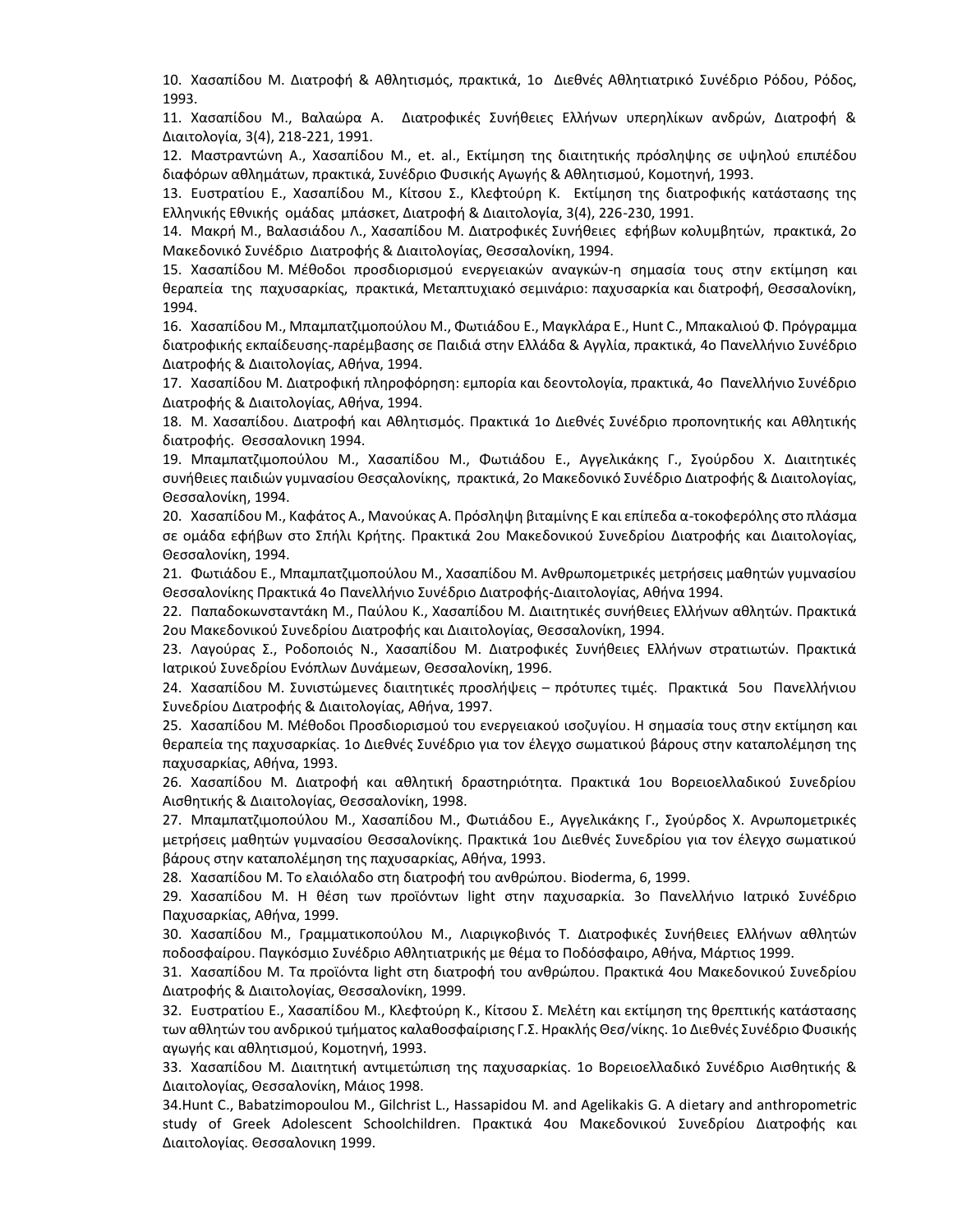10. Χασαπίδου Μ. Διατροφή & Αθλητισμός, πρακτικά, 1ο Διεθνές Αθλητιατρικό Συνέδριο Ρόδου, Ρόδος, 1993.
11. Χασαπίδου Μ., Βαλαώρα Α. Διατροφικές Συνήθειες Ελλήνων υπερηλίκων ανδρών, Διατροφή & Διαιτολογία, 3(4), 218-221, 1991.
12. Μαστραντώνη Α., Χασαπίδου Μ., et. al., Εκτίμηση της διαιτητικής πρόσληψης σε υψηλού επιπέδου διαφόρων αθλημάτων, πρακτικά, Συνέδριο Φυσικής Αγωγής & Αθλητισμού, Κομοτηνή, 1993.
13. Ευστρατίου Ε., Χασαπίδου Μ., Κίτσου Σ., Κλεφτούρη Κ. Εκτίμηση της διατροφικής κατάστασης της Ελληνικής Εθνικής ομάδας μπάσκετ, Διατροφή & Διαιτολογία, 3(4), 226-230, 1991.
14. Μακρή Μ., Βαλασιάδου Λ., Χασαπίδου Μ. Διατροφικές Συνήθειες εφήβων κολυμβητών, πρακτικά, 2ο Μακεδονικό Συνέδριο Διατροφής & Διαιτολογίας, Θεσσαλονίκη, 1994.
15. Χασαπίδου Μ. Μέθοδοι προσδιορισμού ενεργειακών αναγκών-η σημασία τους στην εκτίμηση και θεραπεία της παχυσαρκίας, πρακτικά, Μεταπτυχιακό σεμινάριο: παχυσαρκία και διατροφή, Θεσσαλονίκη, 1994.
16. Χασαπίδου Μ., Μπαμπατζιμοπούλου Μ., Φωτιάδου Ε., Μαγκλάρα Ε., Hunt C., Μπακαλιού Φ. Πρόγραμμα διατροφικής εκπαίδευσης-παρέμβασης σε Παιδιά στην Ελλάδα & Αγγλία, πρακτικά, 4ο Πανελλήνιο Συνέδριο Διατροφής & Διαιτολογίας, Αθήνα, 1994.
17. Χασαπίδου Μ. Διατροφική πληροφόρηση: εμπορία και δεοντολογία, πρακτικά, 4ο Πανελλήνιο Συνέδριο Διατροφής & Διαιτολογίας, Αθήνα, 1994.
18. Μ. Χασαπίδου. Διατροφή και Αθλητισμός. Πρακτικά 1ο Διεθνές Συνέδριο προπονητικής και Αθλητικής διατροφής. Θεσσαλονικη 1994.
19. Μπαμπατζιμοπούλου Μ., Χασαπίδου Μ., Φωτιάδου Ε., Αγγελικάκης Γ., Σγούρδου Χ. Διαιτητικές συνήθειες παιδιών γυμνασίου Θεσσαλονίκης, πρακτικά, 2ο Μακεδονικό Συνέδριο Διατροφής & Διαιτολογίας, Θεσσαλονίκη, 1994.
20. Χασαπίδου Μ., Καφάτος Α., Μανούκας Α. Πρόσληψη βιταμίνης Ε και επίπεδα α-τοκοφερόλης στο πλάσμα σε ομάδα εφήβων στο Σπήλι Κρήτης. Πρακτικά 2ου Μακεδονικού Συνεδρίου Διατροφής και Διαιτολογίας, Θεσσαλονίκη, 1994.
21. Φωτιάδου Ε., Μπαμπατζιμοπούλου Μ., Χασαπίδου Μ. Ανθρωπομετρικές μετρήσεις μαθητών γυμνασίου Θεσσαλονίκης Πρακτικά 4ο Πανελλήνιο Συνέδριο Διατροφής-Διαιτολογίας, Αθήνα 1994.
22. Παπαδοκωνσταντάκη Μ., Παύλου Κ., Χασαπίδου Μ. Διαιτητικές συνήθειες Ελλήνων αθλητών. Πρακτικά 2ου Μακεδονικού Συνεδρίου Διατροφής και Διαιτολογίας, Θεσσαλονίκη, 1994.
23. Λαγούρας Σ., Ροδοποιός Ν., Χασαπίδου Μ. Διατροφικές Συνήθειες Ελλήνων στρατιωτών. Πρακτικά Ιατρικού Συνεδρίου Ενόπλων Δυνάμεων, Θεσσαλονίκη, 1996.
24. Χασαπίδου Μ. Συνιστώμενες διαιτητικές προσλήψεις – πρότυπες τιμές. Πρακτικά 5ου Πανελλήνιου Συνεδρίου Διατροφής & Διαιτολογίας, Αθήνα, 1997.
25. Χασαπίδου Μ. Μέθοδοι Προσδιορισμού του ενεργειακού ισοζυγίου. Η σημασία τους στην εκτίμηση και θεραπεία της παχυσαρκίας. 1ο Διεθνές Συνέδριο για τον έλεγχο σωματικού βάρους στην καταπολέμηση της παχυσαρκίας, Αθήνα, 1993.
26. Χασαπίδου Μ. Διατροφή και αθλητική δραστηριότητα. Πρακτικά 1ου Βορειοελλαδικού Συνεδρίου Αισθητικής & Διαιτολογίας, Θεσσαλονίκη, 1998.
27. Μπαμπατζιμοπούλου Μ., Χασαπίδου Μ., Φωτιάδου Ε., Αγγελικάκης Γ., Σγούρδος Χ. Ανρωπομετρικές μετρήσεις μαθητών γυμνασίου Θεσσαλονίκης. Πρακτικά 1ου Διεθνές Συνεδρίου για τον έλεγχο σωματικού βάρους στην καταπολέμηση της παχυσαρκίας, Αθήνα, 1993.
28. Χασαπίδου Μ. Το ελαιόλαδο στη διατροφή του ανθρώπου. Bioderma, 6, 1999.
29. Χασαπίδου Μ. Η θέση των προϊόντων light στην παχυσαρκία. 3ο Πανελλήνιο Ιατρικό Συνέδριο Παχυσαρκίας, Αθήνα, 1999.
30. Χασαπίδου Μ., Γραμματικοπούλου Μ., Λιαριγκοβινός Τ. Διατροφικές Συνήθειες Ελλήνων αθλητών ποδοσφαίρου. Παγκόσμιο Συνέδριο Αθλητιατρικής με θέμα το Ποδόσφαιρο, Αθήνα, Μάρτιος 1999.
31. Χασαπίδου Μ. Τα προϊόντα light στη διατροφή του ανθρώπου. Πρακτικά 4ου Μακεδονικού Συνεδρίου Διατροφής & Διαιτολογίας, Θεσσαλονίκη, 1999.
32. Ευστρατίου Ε., Χασαπίδου Μ., Κλεφτούρη Κ., Κίτσου Σ. Μελέτη και εκτίμηση της θρεπτικής κατάστασης των αθλητών του ανδρικού τμήματος καλαθοσφαίρισης Γ.Σ. Ηρακλής Θεσ/νίκης. 1ο Διεθνές Συνέδριο Φυσικής αγωγής και αθλητισμού, Κομοτηνή, 1993.
33. Χασαπίδου Μ. Διαιτητική αντιμετώπιση της παχυσαρκίας. 1ο Βορειοελλαδικό Συνέδριο Αισθητικής & Διαιτολογίας, Θεσσαλονίκη, Μάιος 1998.
34. Hunt C., Babatzimopoulou M., Gilchrist L., Hassapidou M. and Agelikakis G. A dietary and anthropometric study of Greek Adolescent Schoolchildren. Πρακτικά 4ου Μακεδονικού Συνεδρίου Διατροφής και Διαιτολογίας. Θεσσαλονικη 1999.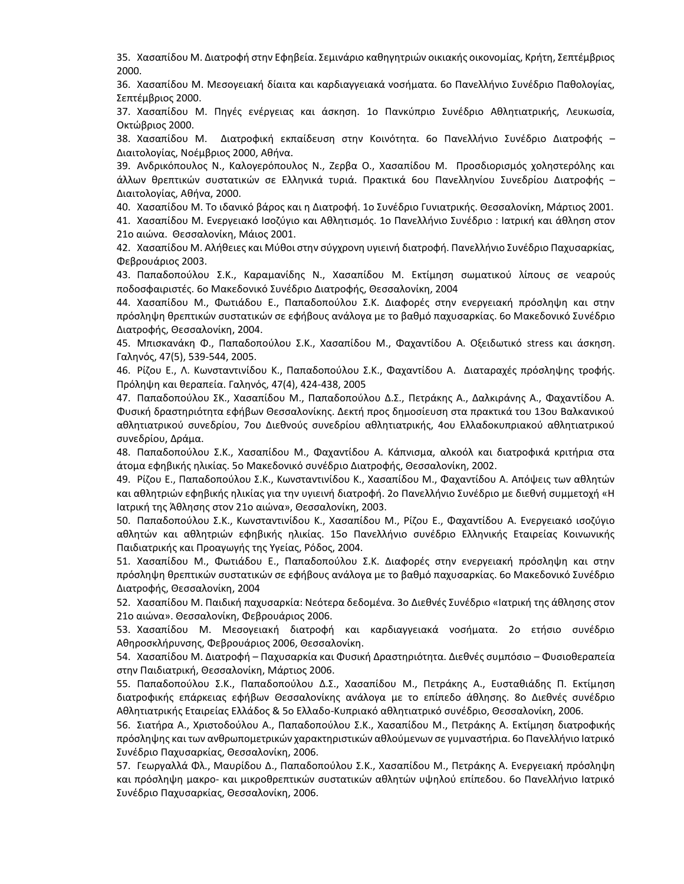35. Χασαπίδου Μ. Διατροφή στην Εφηβεία. Σεμινάριο καθηγητριών οικιακής οικονομίας, Κρήτη, Σεπτέμβριος 2000.
36. Χασαπίδου Μ. Μεσογειακή δίαιτα και καρδιαγγειακά νοσήματα. 6ο Πανελλήνιο Συνέδριο Παθολογίας, Σεπτέμβριος 2000.
37. Χασαπίδου Μ. Πηγές ενέργειας και άσκηση. 1ο Παγκύπριο Συνέδριο Αθλητιατρικής, Λευκωσία, Οκτώβριος 2000.
38. Χασαπίδου Μ. Διατροφική εκπαίδευση στην Κοινότητα. 6ο Πανελλήνιο Συνέδριο Διατροφής – Διαιτολογίας, Νοέμβριος 2000, Αθήνα.
39. Ανδρικόπουλος Ν., Καλογερόπουλος Ν., Ζερβα Ο., Χασαπίδου Μ. Προσδιορισμός χοληστερόλης και άλλων θρεπτικών συστατικών σε Ελληνικά τυριά. Πρακτικά 6ου Πανελληνίου Συνεδρίου Διατροφής – Διαιτολογίας, Αθήνα, 2000.
40. Χασαπίδου Μ. Το ιδανικό βάρος και η Διατροφή. 1ο Συνέδριο Γυνιατρικής. Θεσσαλονίκη, Μάρτιος 2001.
41. Χασαπίδου Μ. Ενεργειακό Ισοζύγιο και Αθλητισμός. 1ο Πανελλήνιο Συνέδριο : Ιατρική και άθληση στον 21ο αιώνα. Θεσσαλονίκη, Μάιος 2001.
42. Χασαπίδου Μ. Αλήθειες και Μύθοι στην σύγχρονη υγιεινή διατροφή. Πανελλήνιο Συνέδριο Παχυσαρκίας, Φεβρουάριος 2003.
43. Παπαδοπούλου Σ.Κ., Καραμανίδης Ν., Χασαπίδου Μ. Εκτίμηση σωματικού λίπους σε νεαρούς ποδοσφαιριστές. 6ο Μακεδονικό Συνέδριο Διατροφής, Θεσσαλονίκη, 2004
44. Χασαπίδου Μ., Φωτιάδου Ε., Παπαδοπούλου Σ.Κ. Διαφορές στην ενεργειακή πρόσληψη και στην πρόσληψη θρεπτικών συστατικών σε εφήβους ανάλογα με το βαθμό παχυσαρκίας. 6ο Μακεδονικό Συνέδριο Διατροφής, Θεσσαλονίκη, 2004.
45. Μπισκανάκη Φ., Παπαδοπούλου Σ.Κ., Χασαπίδου Μ., Φαχαντίδου Α. Οξειδωτικό stress και άσκηση. Γαληνός, 47(5), 539-544, 2005.
46. Ρίζου Ε., Λ. Κωνσταντινίδου Κ., Παπαδοπούλου Σ.Κ., Φαχαντίδου Α. Διαταραχές πρόσληψης τροφής. Πρόληψη και θεραπεία. Γαληνός, 47(4), 424-438, 2005
47. Παπαδοπούλου ΣΚ., Χασαπίδου Μ., Παπαδοπούλου Δ.Σ., Πετράκης Α., Δαλκιράνης Α., Φαχαντίδου Α. Φυσική δραστηριότητα εφήβων Θεσσαλονίκης. Δεκτή προς δημοσίευση στα πρακτικά του 13ου Βαλκανικού αθλητιατρικού συνεδρίου, 7ου Διεθνούς συνεδρίου αθλητιατρικής, 4ου Ελλαδοκυπριακού αθλητιατρικού συνεδρίου, Δράμα.
48. Παπαδοπούλου Σ.Κ., Χασαπίδου Μ., Φαχαντίδου Α. Κάπνισμα, αλκοόλ και διατροφικά κριτήρια στα άτομα εφηβικής ηλικίας. 5ο Μακεδονικό συνέδριο Διατροφής, Θεσσαλονίκη, 2002.
49. Ρίζου Ε., Παπαδοπούλου Σ.Κ., Κωνσταντινίδου Κ., Χασαπίδου Μ., Φαχαντίδου Α. Απόψεις των αθλητών και αθλητριών εφηβικής ηλικίας για την υγιεινή διατροφή. 2ο Πανελλήνιο Συνέδριο με διεθνή συμμετοχή «Η Ιατρική της Άθλησης στον 21ο αιώνα», Θεσσαλονίκη, 2003.
50. Παπαδοπούλου Σ.Κ., Κωνσταντινίδου Κ., Χασαπίδου Μ., Ρίζου Ε., Φαχαντίδου Α. Ενεργειακό ισοζύγιο αθλητών και αθλητριών εφηβικής ηλικίας. 15ο Πανελλήνιο συνέδριο Ελληνικής Εταιρείας Κοινωνικής Παιδιατρικής και Προαγωγής της Υγείας, Ρόδος, 2004.
51. Χασαπίδου Μ., Φωτιάδου Ε., Παπαδοπούλου Σ.Κ. Διαφορές στην ενεργειακή πρόσληψη και στην πρόσληψη θρεπτικών συστατικών σε εφήβους ανάλογα με το βαθμό παχυσαρκίας. 6ο Μακεδονικό Συνέδριο Διατροφής, Θεσσαλονίκη, 2004
52. Χασαπίδου Μ. Παιδική παχυσαρκία: Νεότερα δεδομένα. 3ο Διεθνές Συνέδριο «Ιατρική της άθλησης στον 21ο αιώνα». Θεσσαλονίκη, Φεβρουάριος 2006.
53. Χασαπίδου Μ. Μεσογειακή διατροφή και καρδιαγγειακά νοσήματα. 2ο ετήσιο συνέδριο Αθηροσκλήρυνσης, Φεβρουάριος 2006, Θεσσαλονίκη.
54. Χασαπίδου Μ. Διατροφή – Παχυσαρκία και Φυσική Δραστηριότητα. Διεθνές συμπόσιο – Φυσιοθεραπεία στην Παιδιατρική, Θεσσαλονίκη, Μάρτιος 2006.
55. Παπαδοπούλου Σ.Κ., Παπαδοπούλου Δ.Σ., Χασαπίδου Μ., Πετράκης Α., Ευσταθιάδης Π. Εκτίμηση διατροφικής επάρκειας εφήβων Θεσσαλονίκης ανάλογα με το επίπεδο άθλησης. 8ο Διεθνές συνέδριο Αθλητιατρικής Εταιρείας Ελλάδος & 5ο Ελλαδο-Κυπριακό αθλητιατρικό συνέδριο, Θεσσαλονίκη, 2006.
56. Σιατήρα Α., Χριστοδούλου Α., Παπαδοπούλου Σ.Κ., Χασαπίδου Μ., Πετράκης Α. Εκτίμηση διατροφικής πρόσληψης και των ανθρωπομετρικών χαρακτηριστικών αθλούμενων σε γυμναστήρια. 6ο Πανελλήνιο Ιατρικό Συνέδριο Παχυσαρκίας, Θεσσαλονίκη, 2006.
57. Γεωργαλλά Φλ., Μαυρίδου Δ., Παπαδοπούλου Σ.Κ., Χασαπίδου Μ., Πετράκης Α. Ενεργειακή πρόσληψη και πρόσληψη μακρο- και μικροθρεπτικών συστατικών αθλητών υψηλού επιπέδου. 6ο Πανελλήνιο Ιατρικό Συνέδριο Παχυσαρκίας, Θεσσαλονίκη, 2006.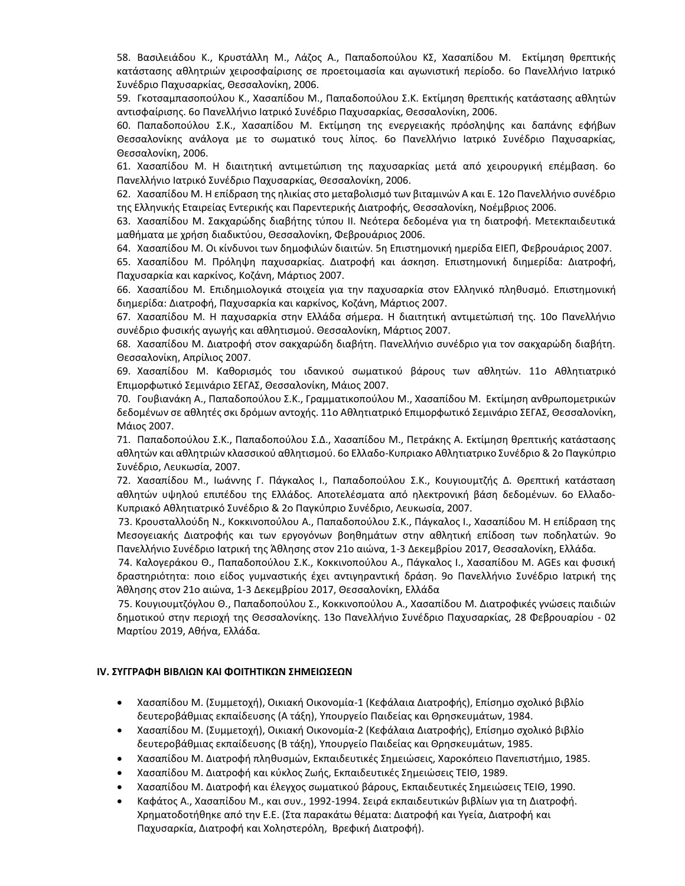58. Βασιλειάδου Κ., Κρυστάλλη Μ., Λάζος Α., Παπαδοπούλου ΚΣ, Χασαπίδου Μ. Εκτίμηση θρεπτικής κατάστασης αθλητριών χειροσφαίρισης σε προετοιμασία και αγωνιστική περίοδο. 6ο Πανελλήνιο Ιατρικό Συνέδριο Παχυσαρκίας, Θεσσαλονίκη, 2006.

59. Γκοτσαμπασοπούλου Κ., Χασαπίδου Μ., Παπαδοπούλου Σ.Κ. Εκτίμηση θρεπτικής κατάστασης αθλητών αντισφαίρισης. 6ο Πανελλήνιο Ιατρικό Συνέδριο Παχυσαρκίας, Θεσσαλονίκη, 2006.

60. Παπαδοπούλου Σ.Κ., Χασαπίδου Μ. Εκτίμηση της ενεργειακής πρόσληψης και δαπάνης εφήβων Θεσσαλονίκης ανάλογα με το σωματικό τους λίπος. 6ο Πανελλήνιο Ιατρικό Συνέδριο Παχυσαρκίας, Θεσσαλονίκη, 2006.

61. Χασαπίδου Μ. Η διαιτητική αντιμετώπιση της παχυσαρκίας μετά από χειρουργική επέμβαση. 6ο Πανελλήνιο Ιατρικό Συνέδριο Παχυσαρκίας, Θεσσαλονίκη, 2006.

62. Χασαπίδου Μ. Η επίδραση της ηλικίας στο μεταβολισμό των βιταμινών Α και Ε. 12ο Πανελλήνιο συνέδριο της Ελληνικής Εταιρείας Εντερικής και Παρεντερικής Διατροφής, Θεσσαλονίκη, Νοέμβριος 2006.

63. Χασαπίδου Μ. Σακχαρώδης διαβήτης τύπου ΙΙ. Νεότερα δεδομένα για τη διατροφή. Μετεκπαιδευτικά μαθήματα με χρήση διαδικτύου, Θεσσαλονίκη, Φεβρουάριος 2006.

64. Χασαπίδου Μ. Οι κίνδυνοι των δημοφιλών διαιτών. 5η Επιστημονική ημερίδα ΕΙΕΠ, Φεβρουάριος 2007.

65. Χασαπίδου Μ. Πρόληψη παχυσαρκίας. Διατροφή και άσκηση. Επιστημονική διημερίδα: Διατροφή, Παχυσαρκία και καρκίνος, Κοζάνη, Μάρτιος 2007.

66. Χασαπίδου Μ. Επιδημιολογικά στοιχεία για την παχυσαρκία στον Ελληνικό πληθυσμό. Επιστημονική διημερίδα: Διατροφή, Παχυσαρκία και καρκίνος, Κοζάνη, Μάρτιος 2007.

67. Χασαπίδου Μ. Η παχυσαρκία στην Ελλάδα σήμερα. Η διαιτητική αντιμετώπισή της. 10ο Πανελλήνιο συνέδριο φυσικής αγωγής και αθλητισμού. Θεσσαλονίκη, Μάρτιος 2007.

68. Χασαπίδου Μ. Διατροφή στον σακχαρώδη διαβήτη. Πανελλήνιο συνέδριο για τον σακχαρώδη διαβήτη. Θεσσαλονίκη, Απρίλιος 2007.

69. Χασαπίδου Μ. Καθορισμός του ιδανικού σωματικού βάρους των αθλητών. 11ο Αθλητιατρικό Επιμορφωτικό Σεμινάριο ΣΕΓΑΣ, Θεσσαλονίκη, Μάιος 2007.

70. Γουβιανάκη Α., Παπαδοπούλου Σ.Κ., Γραμματικοπούλου Μ., Χασαπίδου Μ. Εκτίμηση ανθρωπομετρικών δεδομένων σε αθλητές σκι δρόμων αντοχής. 11ο Αθλητιατρικό Επιμορφωτικό Σεμινάριο ΣΕΓΑΣ, Θεσσαλονίκη, Μάιος 2007.

71. Παπαδοπούλου Σ.Κ., Παπαδοπούλου Σ.Δ., Χασαπίδου Μ., Πετράκης Α. Εκτίμηση θρεπτικής κατάστασης αθλητών και αθλητριών κλασσικού αθλητισμού. 6ο Ελλαδο-Κυπριακο Αθλητιατρικο Συνέδριο & 2ο Παγκύπριο Συνέδριο, Λευκωσία, 2007.

72. Χασαπίδου Μ., Ιωάννης Γ. Πάγκαλος Ι., Παπαδοπούλου Σ.Κ., Κουγιουμτζής Δ. Θρεπτική κατάσταση αθλητών υψηλού επιπέδου της Ελλάδος. Αποτελέσματα από ηλεκτρονική βάση δεδομένων. 6ο Ελλαδο-Κυπριακό Αθλητιατρικό Συνέδριο & 2ο Παγκύπριο Συνέδριο, Λευκωσία, 2007.

73. Κρουσταλλούδη Ν., Κοκκινοπούλου Α., Παπαδοπούλου Σ.Κ., Πάγκαλος Ι., Χασαπίδου Μ. Η επίδραση της Μεσογειακής Διατροφής και των εργογόνων βοηθημάτων στην αθλητική επίδοση των ποδηλατών. 9ο Πανελλήνιο Συνέδριο Ιατρική της Άθλησης στον 21ο αιώνα, 1-3 Δεκεμβρίου 2017, Θεσσαλονίκη, Ελλάδα.

74. Καλογεράκου Θ., Παπαδοπούλου Σ.Κ., Κοκκινοπούλου Α., Πάγκαλος Ι., Χασαπίδου Μ. AGEs και φυσική δραστηριότητα: ποιο είδος γυμναστικής έχει αντιγηραντική δράση. 9ο Πανελλήνιο Συνέδριο Ιατρική της Άθλησης στον 21ο αιώνα, 1-3 Δεκεμβρίου 2017, Θεσσαλονίκη, Ελλάδα

75. Κουγιουμτζόγλου Θ., Παπαδοπούλου Σ., Κοκκινοπούλου Α., Χασαπίδου Μ. Διατροφικές γνώσεις παιδιών δημοτικού στην περιοχή της Θεσσαλονίκης. 13ο Πανελλήνιο Συνέδριο Παχυσαρκίας, 28 Φεβρουαρίου - 02 Μαρτίου 2019, Αθήνα, Ελλάδα.

## IV. ΣΥΓΓΡΑΦΗ ΒΙΒΛΙΩΝ ΚΑΙ ΦΟΙΤΗΤΙΚΩΝ ΣΗΜΕΙΩΣΕΩΝ

- Χασαπίδου Μ. (Συμμετοχή), Οικιακή Οικονομία-1 (Κεφάλαια Διατροφής), Επίσημο σχολικό βιβλίο δευτεροβάθμιας εκπαίδευσης (Α τάξη), Υπουργείο Παιδείας και Θρησκευμάτων, 1984.
- Χασαπίδου Μ. (Συμμετοχή), Οικιακή Οικονομία-2 (Κεφάλαια Διατροφής), Επίσημο σχολικό βιβλίο δευτεροβάθμιας εκπαίδευσης (Β τάξη), Υπουργείο Παιδείας και Θρησκευμάτων, 1985.
- Χασαπίδου Μ. Διατροφή πληθυσμών, Εκπαιδευτικές Σημειώσεις, Χαροκόπειο Πανεπιστήμιο, 1985.
- Χασαπίδου Μ. Διατροφή και κύκλος Ζωής, Εκπαιδευτικές Σημειώσεις ΤΕΙΘ, 1989.
- Χασαπίδου Μ. Διατροφή και έλεγχος σωματικού βάρους, Εκπαιδευτικές Σημειώσεις ΤΕΙΘ, 1990.
- Καφάτος Α., Χασαπίδου Μ., και συν., 1992-1994. Σειρά εκπαιδευτικών βιβλίων για τη Διατροφή. Χρηματοδοτήθηκε από την Ε.Ε. (Στα παρακάτω θέματα: Διατροφή και Υγεία, Διατροφή και Παχυσαρκία, Διατροφή και Χοληστερόλη, Βρεφική Διατροφή).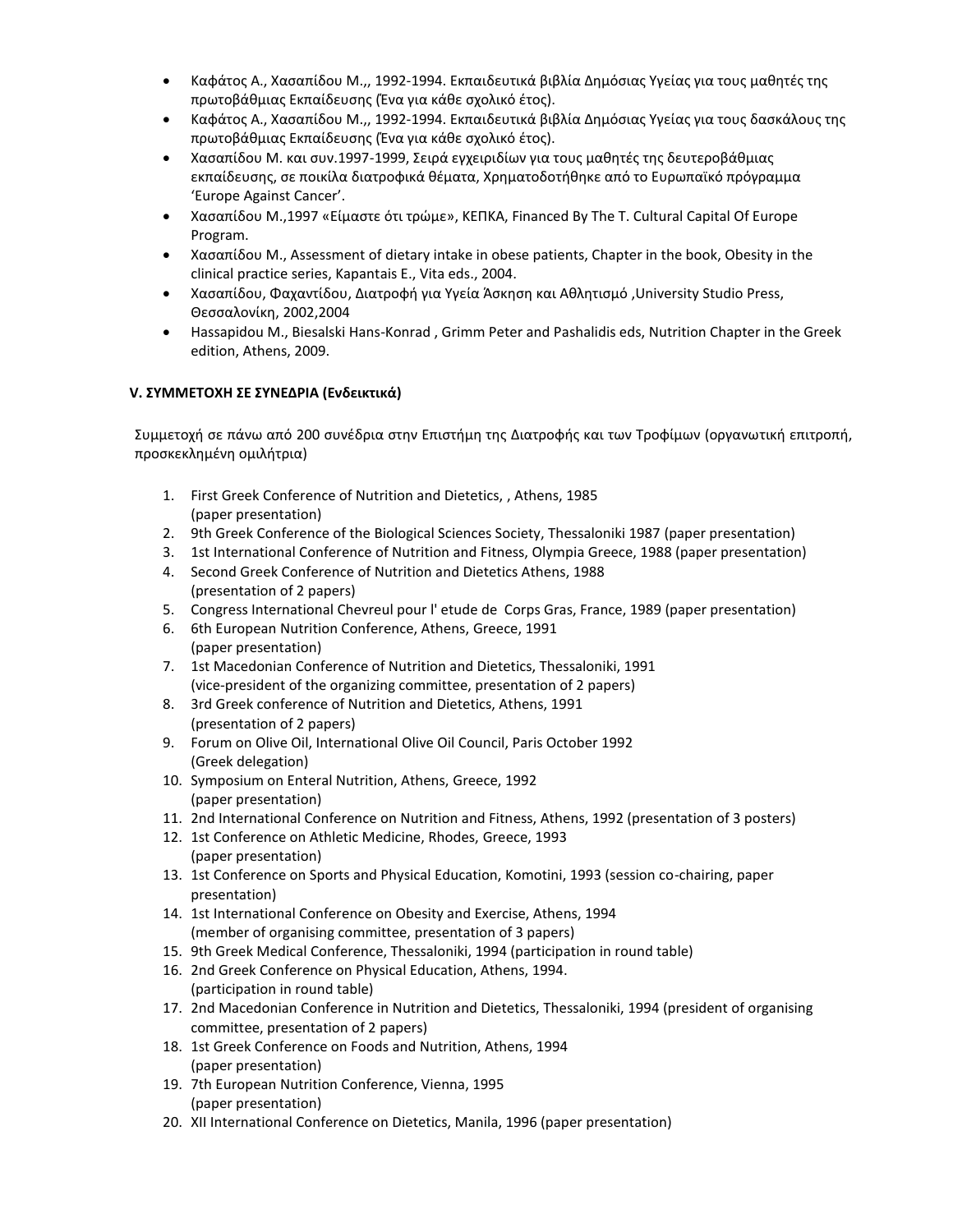- Καφάτος Α., Χασαπίδου Μ.,, 1992-1994. Εκπαιδευτικά βιβλία Δημόσιας Υγείας για τους μαθητές της πρωτοβάθμιας Εκπαίδευσης (Ένα για κάθε σχολικό έτος).
- Καφάτος Α., Χασαπίδου Μ.,, 1992-1994. Εκπαιδευτικά βιβλία Δημόσιας Υγείας για τους δασκάλους της πρωτοβάθμιας Εκπαίδευσης (Ένα για κάθε σχολικό έτος).
- Χασαπίδου Μ. και συν.1997-1999, Σειρά εγχειριδίων για τους μαθητές της δευτεροβάθμιας εκπαίδευσης, σε ποικίλα διατροφικά θέματα, Χρηματοδοτήθηκε από το Ευρωπαϊκό πρόγραμμα 'Europe Against Cancer'.
- Χασαπίδου Μ.,1997 «Είμαστε ότι τρώμε», ΚΕΠΚΑ, Financed By The T. Cultural Capital Of Europe Program.
- Χασαπίδου Μ., Assessment of dietary intake in obese patients, Chapter in the book, Obesity in the clinical practice series, Kapantais E., Vita eds., 2004.
- Χασαπίδου, Φαχαντίδου, Διατροφή για Υγεία Άσκηση και Αθλητισμό ,University Studio Press, Θεσσαλονίκη, 2002,2004
- Hassapidou M., Biesalski Hans-Konrad , Grimm Peter and Pashalidis eds, Nutrition Chapter in the Greek edition, Athens, 2009.

**V. ΣΥΜΜΕΤΟΧΗ ΣΕ ΣΥΝΕΔΡΙΑ (Ενδεικτικά)**

Συμμετοχή σε πάνω από 200 συνέδρια στην Επιστήμη της Διατροφής και των Τροφίμων (οργανωτική επιτροπή, προσκεκλημένη ομιλήτρια)

1. First Greek Conference of Nutrition and Dietetics, , Athens, 1985 (paper presentation)
2. 9th Greek Conference of the Biological Sciences Society, Thessaloniki 1987 (paper presentation)
3. 1st International Conference of Nutrition and Fitness, Olympia Greece, 1988 (paper presentation)
4. Second Greek Conference of Nutrition and Dietetics Athens, 1988 (presentation of 2 papers)
5. Congress International Chevreul pour l' etude de Corps Gras, France, 1989 (paper presentation)
6. 6th European Nutrition Conference, Athens, Greece, 1991 (paper presentation)
7. 1st Macedonian Conference of Nutrition and Dietetics, Thessaloniki, 1991 (vice-president of the organizing committee, presentation of 2 papers)
8. 3rd Greek conference of Nutrition and Dietetics, Athens, 1991 (presentation of 2 papers)
9. Forum on Olive Oil, International Olive Oil Council, Paris October 1992 (Greek delegation)
10. Symposium on Enteral Nutrition, Athens, Greece, 1992 (paper presentation)
11. 2nd International Conference on Nutrition and Fitness, Athens, 1992 (presentation of 3 posters)
12. 1st Conference on Athletic Medicine, Rhodes, Greece, 1993 (paper presentation)
13. 1st Conference on Sports and Physical Education, Komotini, 1993 (session co-chairing, paper presentation)
14. 1st International Conference on Obesity and Exercise, Athens, 1994 (member of organising committee, presentation of 3 papers)
15. 9th Greek Medical Conference, Thessaloniki, 1994 (participation in round table)
16. 2nd Greek Conference on Physical Education, Athens, 1994. (participation in round table)
17. 2nd Macedonian Conference in Nutrition and Dietetics, Thessaloniki, 1994 (president of organising committee, presentation of 2 papers)
18. 1st Greek Conference on Foods and Nutrition, Athens, 1994 (paper presentation)
19. 7th European Nutrition Conference, Vienna, 1995 (paper presentation)
20. XII International Conference on Dietetics, Manila, 1996 (paper presentation)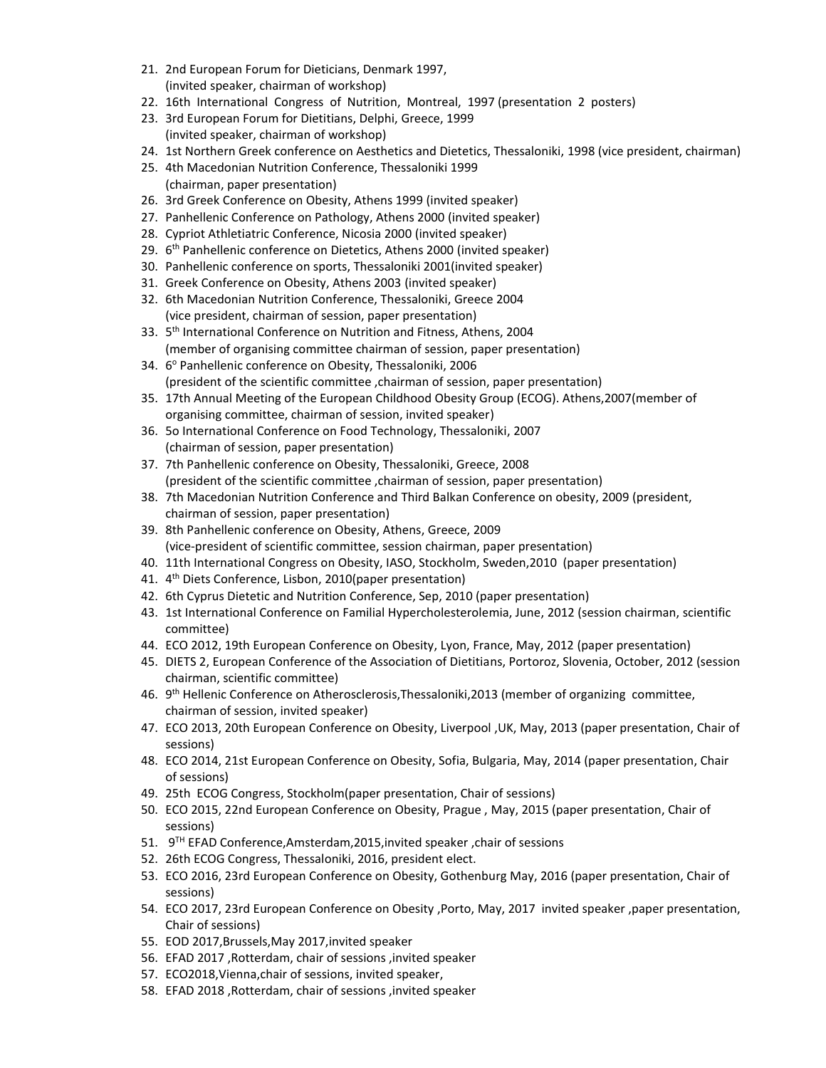21. 2nd European Forum for Dieticians, Denmark 1997, (invited speaker, chairman of workshop)
22. 16th International Congress of Nutrition, Montreal, 1997 (presentation 2 posters)
23. 3rd European Forum for Dietitians, Delphi, Greece, 1999 (invited speaker, chairman of workshop)
24. 1st Northern Greek conference on Aesthetics and Dietetics, Thessaloniki, 1998 (vice president, chairman)
25. 4th Macedonian Nutrition Conference, Thessaloniki 1999 (chairman, paper presentation)
26. 3rd Greek Conference on Obesity, Athens 1999 (invited speaker)
27. Panhellenic Conference on Pathology, Athens 2000 (invited speaker)
28. Cypriot Athletiatric Conference, Nicosia 2000 (invited speaker)
29. 6th Panhellenic conference on Dietetics, Athens 2000 (invited speaker)
30. Panhellenic conference on sports, Thessaloniki 2001(invited speaker)
31. Greek Conference on Obesity, Athens 2003 (invited speaker)
32. 6th Macedonian Nutrition Conference, Thessaloniki, Greece 2004 (vice president, chairman of session, paper presentation)
33. 5th International Conference on Nutrition and Fitness, Athens, 2004 (member of organising committee chairman of session, paper presentation)
34. 6o Panhellenic conference on Obesity, Thessaloniki, 2006 (president of the scientific committee ,chairman of session, paper presentation)
35. 17th Annual Meeting of the European Childhood Obesity Group (ECOG). Athens,2007(member of organising committee, chairman of session, invited speaker)
36. 5o International Conference on Food Technology, Thessaloniki, 2007 (chairman of session, paper presentation)
37. 7th Panhellenic conference on Obesity, Thessaloniki, Greece, 2008 (president of the scientific committee ,chairman of session, paper presentation)
38. 7th Macedonian Nutrition Conference and Third Balkan Conference on obesity, 2009 (president, chairman of session, paper presentation)
39. 8th Panhellenic conference on Obesity, Athens, Greece, 2009 (vice-president of scientific committee, session chairman, paper presentation)
40. 11th International Congress on Obesity, IASO, Stockholm, Sweden,2010 (paper presentation)
41. 4th Diets Conference, Lisbon, 2010(paper presentation)
42. 6th Cyprus Dietetic and Nutrition Conference, Sep, 2010 (paper presentation)
43. 1st International Conference on Familial Hypercholesterolemia, June, 2012 (session chairman, scientific committee)
44. ECO 2012, 19th European Conference on Obesity, Lyon, France, May, 2012 (paper presentation)
45. DIETS 2, European Conference of the Association of Dietitians, Portoroz, Slovenia, October, 2012 (session chairman, scientific committee)
46. 9th Hellenic Conference on Atherosclerosis,Thessaloniki,2013 (member of organizing committee, chairman of session, invited speaker)
47. ECO 2013, 20th European Conference on Obesity, Liverpool ,UK, May, 2013 (paper presentation, Chair of sessions)
48. ECO 2014, 21st European Conference on Obesity, Sofia, Bulgaria, May, 2014 (paper presentation, Chair of sessions)
49. 25th ECOG Congress, Stockholm(paper presentation, Chair of sessions)
50. ECO 2015, 22nd European Conference on Obesity, Prague , May, 2015 (paper presentation, Chair of sessions)
51. 9TH EFAD Conference,Amsterdam,2015,invited speaker ,chair of sessions
52. 26th ECOG Congress, Thessaloniki, 2016, president elect.
53. ECO 2016, 23rd European Conference on Obesity, Gothenburg May, 2016 (paper presentation, Chair of sessions)
54. ECO 2017, 23rd European Conference on Obesity ,Porto, May, 2017 invited speaker ,paper presentation, Chair of sessions)
55. EOD 2017,Brussels,May 2017,invited speaker
56. EFAD 2017 ,Rotterdam, chair of sessions ,invited speaker
57. ECO2018,Vienna,chair of sessions, invited speaker,
58. EFAD 2018 ,Rotterdam, chair of sessions ,invited speaker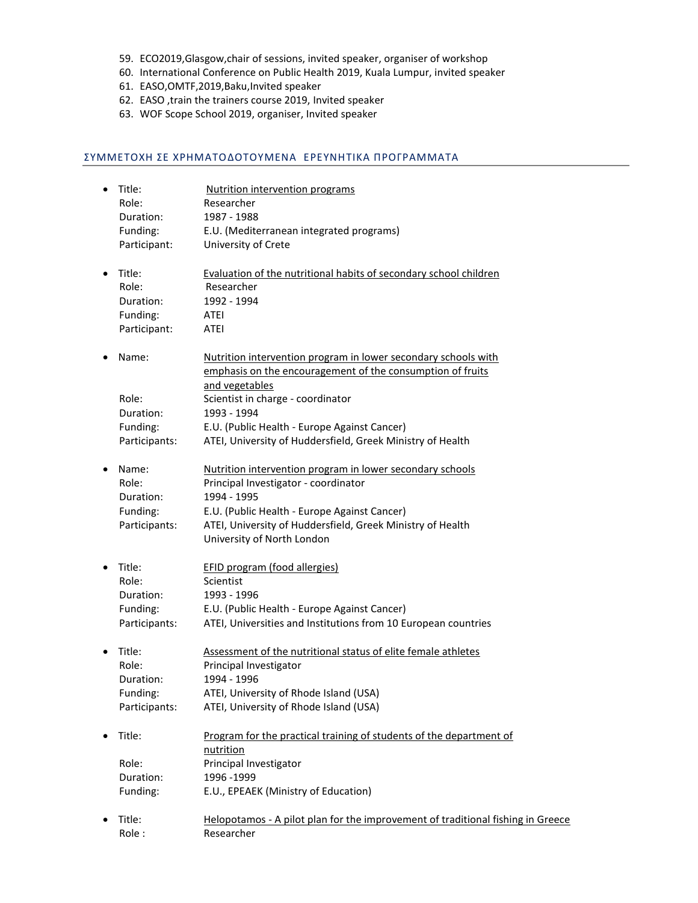59. ECO2019,Glasgow,chair of sessions, invited speaker, organiser of workshop
60. International Conference on Public Health 2019, Kuala Lumpur, invited speaker
61. EASO,OMTF,2019,Baku,Invited speaker
62. EASO ,train the trainers course 2019, Invited speaker
63. WOF Scope School 2019, organiser, Invited speaker

## ΣΥΜΜΕΤΟΧΗ ΣΕ ΧΡΗΜΑΤΟΔΟΤΟΥΜΕΝΑ ΕΡΕΥΝΗΤΙΚΑ ΠΡΟΓΡΑΜΜΑΤΑ

- Title: Nutrition intervention programs
  Role: Researcher
  Duration: 1987 - 1988
  Funding: E.U. (Mediterranean integrated programs)
  Participant: University of Crete

- Title: Evaluation of the nutritional habits of secondary school children
  Role: Researcher
  Duration: 1992 - 1994
  Funding: ATEI
  Participant: ATEI

- Name: Nutrition intervention program in lower secondary schools with emphasis on the encouragement of the consumption of fruits and vegetables
  Role: Scientist in charge - coordinator
  Duration: 1993 - 1994
  Funding: E.U. (Public Health - Europe Against Cancer)
  Participants: ATEI, University of Huddersfield, Greek Ministry of Health

- Name: Nutrition intervention program in lower secondary schools
  Role: Principal Investigator - coordinator
  Duration: 1994 - 1995
  Funding: E.U. (Public Health - Europe Against Cancer)
  Participants: ATEI, University of Huddersfield, Greek Ministry of Health University of North London

- Title: EFID program (food allergies)
  Role: Scientist
  Duration: 1993 - 1996
  Funding: E.U. (Public Health - Europe Against Cancer)
  Participants: ATEI, Universities and Institutions from 10 European countries

- Title: Assessment of the nutritional status of elite female athletes
  Role: Principal Investigator
  Duration: 1994 - 1996
  Funding: ATEI, University of Rhode Island (USA)
  Participants: ATEI, University of Rhode Island (USA)

- Title: Program for the practical training of students of the department of nutrition
  Role: Principal Investigator
  Duration: 1996 -1999
  Funding: E.U., EPEAEK (Ministry of Education)

- Title: Helopotamos - A pilot plan for the improvement of traditional fishing in Greece
  Role : Researcher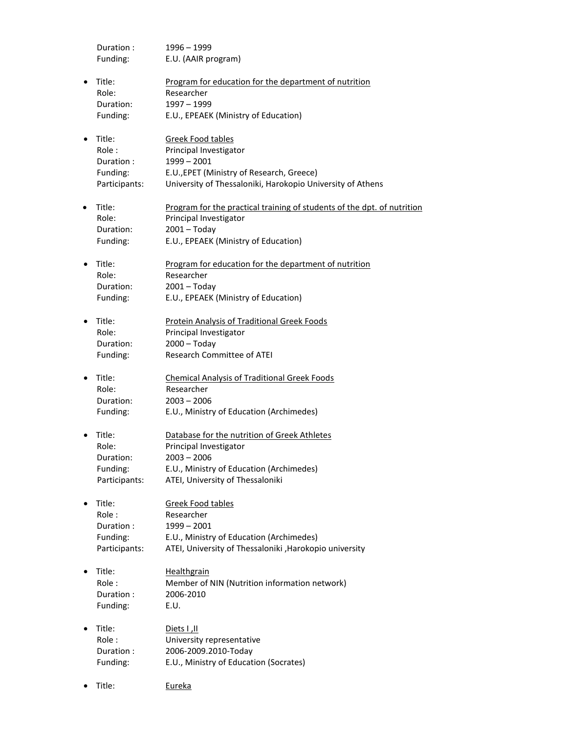Duration : 1996 – 1999
Funding: E.U. (AAIR program)

- Title: <u>Program for education for the department of nutrition</u>
  Role: Researcher
  Duration: 1997 – 1999
  Funding: E.U., EPEAEK (Ministry of Education)

- Title: <u>Greek Food tables</u>
  Role : Principal Investigator
  Duration : 1999 – 2001
  Funding: E.U.,EPET (Ministry of Research, Greece)
  Participants: University of Thessaloniki, Harokopio University of Athens

- Title: <u>Program for the practical training of students of the dpt. of nutrition</u>
  Role: Principal Investigator
  Duration: 2001 – Today
  Funding: E.U., EPEAEK (Ministry of Education)

- Title: <u>Program for education for the department of nutrition</u>
  Role: Researcher
  Duration: 2001 – Today
  Funding: E.U., EPEAEK (Ministry of Education)

- Title: <u>Protein Analysis of Traditional Greek Foods</u>
  Role: Principal Investigator
  Duration: 2000 – Today
  Funding: Research Committee of ATEI

- Title: <u>Chemical Analysis of Traditional Greek Foods</u>
  Role: Researcher
  Duration: 2003 – 2006
  Funding: E.U., Ministry of Education (Archimedes)

- Title: <u>Database for the nutrition of Greek Athletes</u>
  Role: Principal Investigator
  Duration: 2003 – 2006
  Funding: E.U., Ministry of Education (Archimedes)
  Participants: ATEI, University of Thessaloniki

- Title: <u>Greek Food tables</u>
  Role : Researcher
  Duration : 1999 – 2001
  Funding: E.U., Ministry of Education (Archimedes)
  Participants: ATEI, University of Thessaloniki ,Harokopio university

- Title: <u>Healthgrain</u>
  Role : Member of NIN (Nutrition information network)
  Duration : 2006-2010
  Funding: E.U.

- Title: <u>Diets I ,II</u>
  Role : University representative
  Duration : 2006-2009.2010-Today
  Funding: E.U., Ministry of Education (Socrates)

- Title: <u>Eureka</u>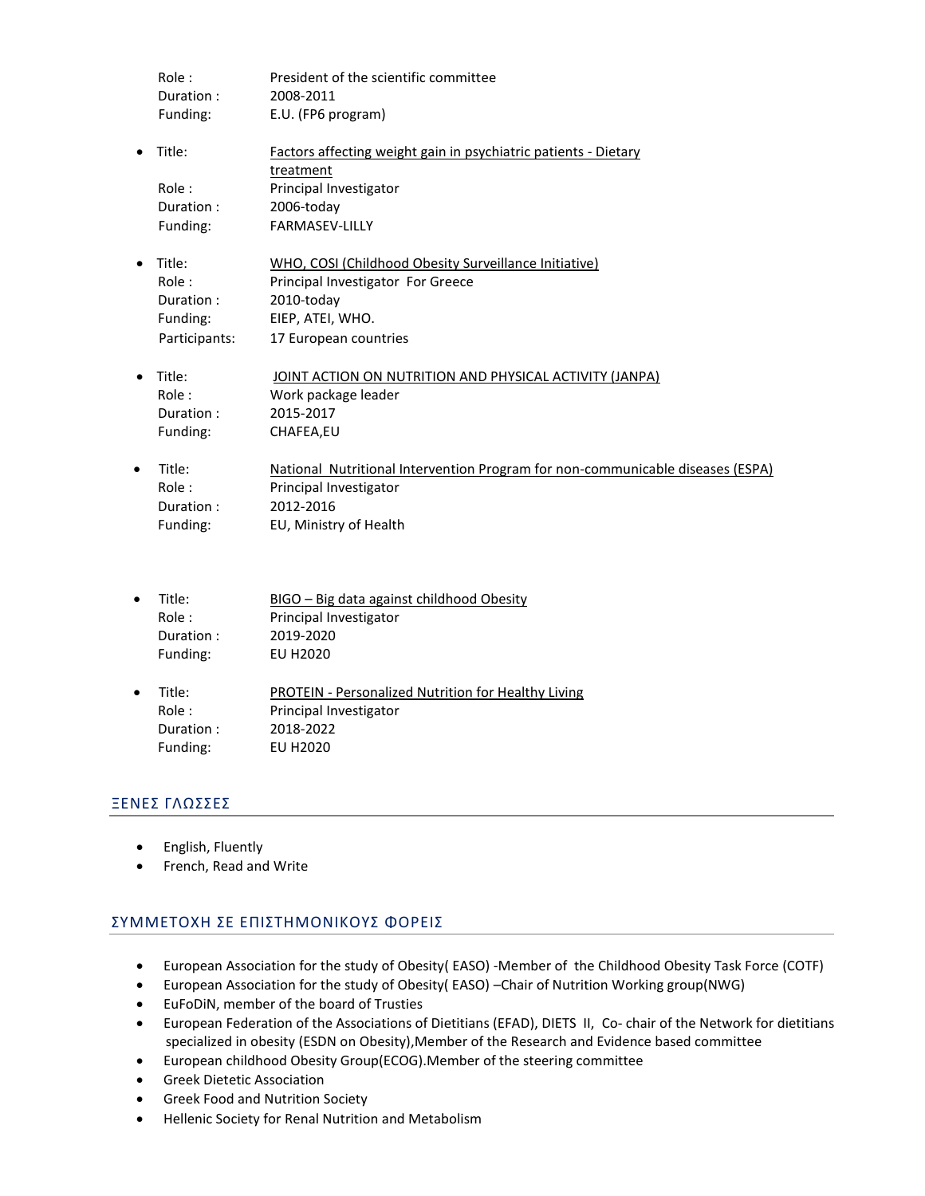Role : President of the scientific committee
Duration : 2008-2011
Funding: E.U. (FP6 program)

- Title: Factors affecting weight gain in psychiatric patients - Dietary treatment
  Role : Principal Investigator
  Duration : 2006-today
  Funding: FARMASEV-LILLY

- Title: WHO, COSI (Childhood Obesity Surveillance Initiative)
  Role : Principal Investigator For Greece
  Duration : 2010-today
  Funding: EIEP, ATEI, WHO.
  Participants: 17 European countries

- Title: JOINT ACTION ON NUTRITION AND PHYSICAL ACTIVITY (JANPA)
  Role : Work package leader
  Duration : 2015-2017
  Funding: CHAFEA,EU

- Title: National Nutritional Intervention Program for non-communicable diseases (ESPA)
  Role : Principal Investigator
  Duration : 2012-2016
  Funding: EU, Ministry of Health

- Title: BIGO – Big data against childhood Obesity
  Role : Principal Investigator
  Duration : 2019-2020
  Funding: EU H2020

- Title: PROTEIN - Personalized Nutrition for Healthy Living
  Role : Principal Investigator
  Duration : 2018-2022
  Funding: EU H2020

## ΞΕΝΕΣ ΓΛΩΣΣΕΣ

- English, Fluently
- French, Read and Write

## ΣΥΜΜΕΤΟΧΗ ΣΕ ΕΠΙΣΤΗΜΟΝΙΚΟΥΣ ΦΟΡΕΙΣ

- European Association for the study of Obesity( EASO) -Member of the Childhood Obesity Task Force (COTF)
- European Association for the study of Obesity( EASO) –Chair of Nutrition Working group(NWG)
- EuFoDiN, member of the board of Trusties
- European Federation of the Associations of Dietitians (EFAD), DIETS II, Co- chair of the Network for dietitians specialized in obesity (ESDN on Obesity),Member of the Research and Evidence based committee
- European childhood Obesity Group(ECOG).Member of the steering committee
- Greek Dietetic Association
- Greek Food and Nutrition Society
- Hellenic Society for Renal Nutrition and Metabolism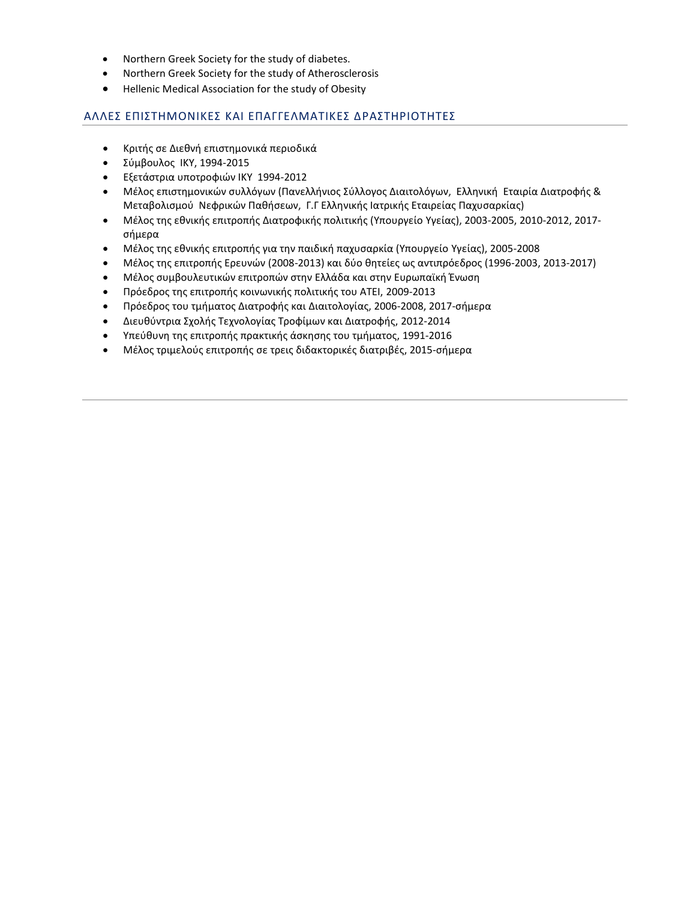- Northern Greek Society for the study of diabetes.
- Northern Greek Society for the study of Atherosclerosis
- Hellenic Medical Association for the study of Obesity

## ΑΛΛΕΣ ΕΠΙΣΤΗΜΟΝΙΚΕΣ ΚΑΙ ΕΠΑΓΓΕΛΜΑΤΙΚΕΣ ΔΡΑΣΤΗΡΙΟΤΗΤΕΣ

- Κριτής σε Διεθνή επιστημονικά περιοδικά
- Σύμβουλος ΙΚΥ, 1994-2015
- Εξετάστρια υποτροφιών ΙΚΥ 1994-2012
- Μέλος επιστημονικών συλλόγων (Πανελλήνιος Σύλλογος Διαιτολόγων, Ελληνική Εταιρία Διατροφής & Μεταβολισμού Νεφρικών Παθήσεων, Γ.Γ Ελληνικής Ιατρικής Εταιρείας Παχυσαρκίας)
- Μέλος της εθνικής επιτροπής Διατροφικής πολιτικής (Υπουργείο Υγείας), 2003-2005, 2010-2012, 2017-σήμερα
- Μέλος της εθνικής επιτροπής για την παιδική παχυσαρκία (Υπουργείο Υγείας), 2005-2008
- Μέλος της επιτροπής Ερευνών (2008-2013) και δύο θητείες ως αντιπρόεδρος (1996-2003, 2013-2017)
- Μέλος συμβουλευτικών επιτροπών στην Ελλάδα και στην Ευρωπαϊκή Ένωση
- Πρόεδρος της επιτροπής κοινωνικής πολιτικής του ΑΤΕΙ, 2009-2013
- Πρόεδρος του τμήματος Διατροφής και Διαιτολογίας, 2006-2008, 2017-σήμερα
- Διευθύντρια Σχολής Τεχνολογίας Τροφίμων και Διατροφής, 2012-2014
- Υπεύθυνη της επιτροπής πρακτικής άσκησης του τμήματος, 1991-2016
- Μέλος τριμελούς επιτροπής σε τρεις διδακτορικές διατριβές, 2015-σήμερα